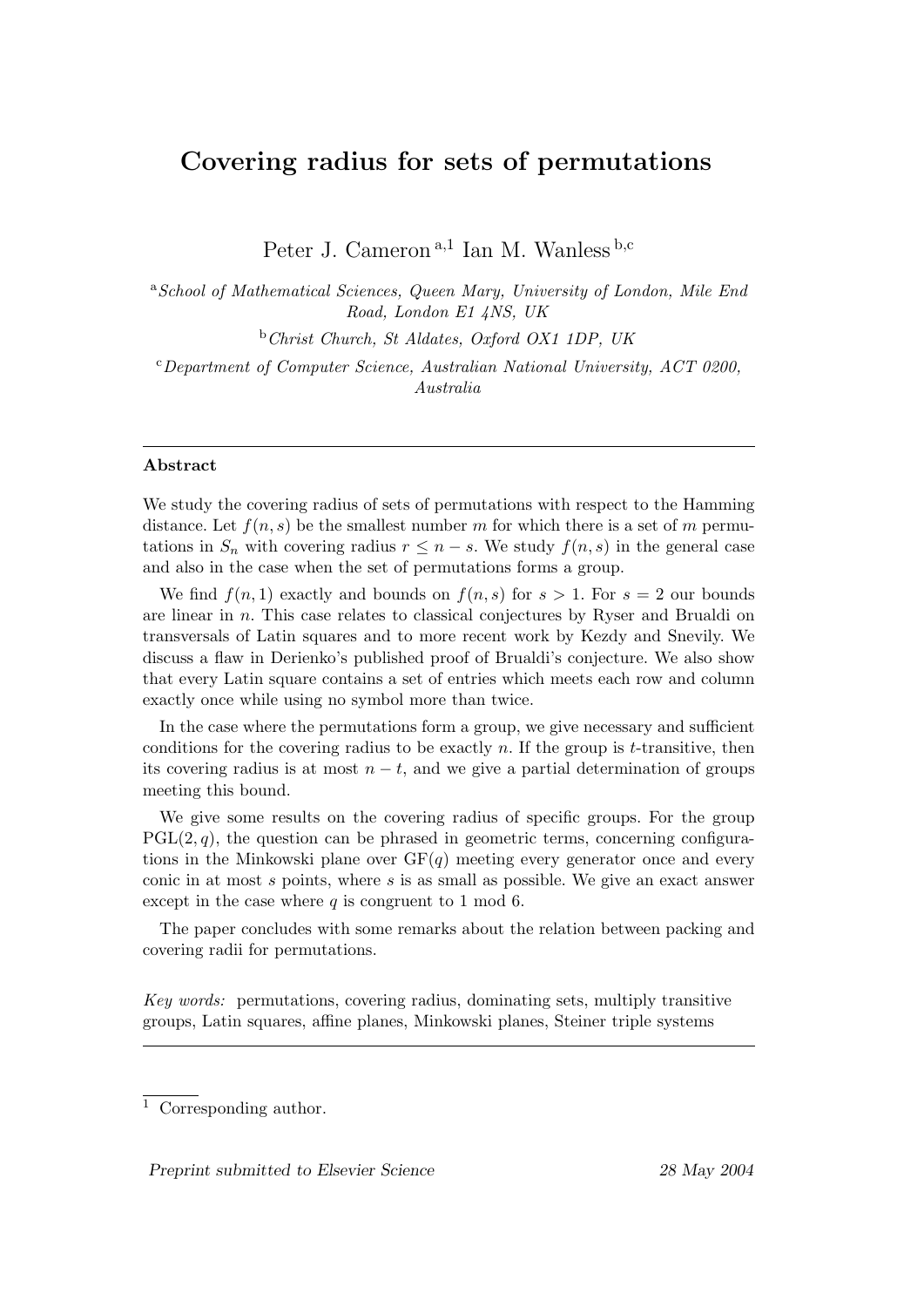# Covering radius for sets of permutations

Peter J. Cameron [a,1] Ian M. Wanless [b,c]

[a] *School of Mathematical Sciences, Queen Mary, University of London, Mile End Road, London E1 4NS, UK*

[b] *Christ Church, St Aldates, Oxford OX1 1DP, UK*

[c] *Department of Computer Science, Australian National University, ACT 0200, Australia*

---

## Abstract

We study the covering radius of sets of permutations with respect to the Hamming distance. Let $f(n, s)$ be the smallest number $m$ for which there is a set of $m$ permutations in $S_n$ with covering radius $r \leq n - s$. We study $f(n, s)$ in the general case and also in the case when the set of permutations forms a group.

We find $f(n, 1)$ exactly and bounds on $f(n, s)$ for $s > 1$. For $s = 2$ our bounds are linear in $n$. This case relates to classical conjectures by Ryser and Brualdi on transversals of Latin squares and to more recent work by Kezdy and Snevily. We discuss a flaw in Derienko's published proof of Brualdi's conjecture. We also show that every Latin square contains a set of entries which meets each row and column exactly once while using no symbol more than twice.

In the case where the permutations form a group, we give necessary and sufficient conditions for the covering radius to be exactly $n$. If the group is $t$-transitive, then its covering radius is at most $n - t$, and we give a partial determination of groups meeting this bound.

We give some results on the covering radius of specific groups. For the group $\mathrm{PGL}(2, q)$, the question can be phrased in geometric terms, concerning configurations in the Minkowski plane over $\mathrm{GF}(q)$ meeting every generator once and every conic in at most $s$ points, where $s$ is as small as possible. We give an exact answer except in the case where $q$ is congruent to 1 mod 6.

The paper concludes with some remarks about the relation between packing and covering radii for permutations.

*Key words:* permutations, covering radius, dominating sets, multiply transitive groups, Latin squares, affine planes, Minkowski planes, Steiner triple systems

---

[1] Corresponding author.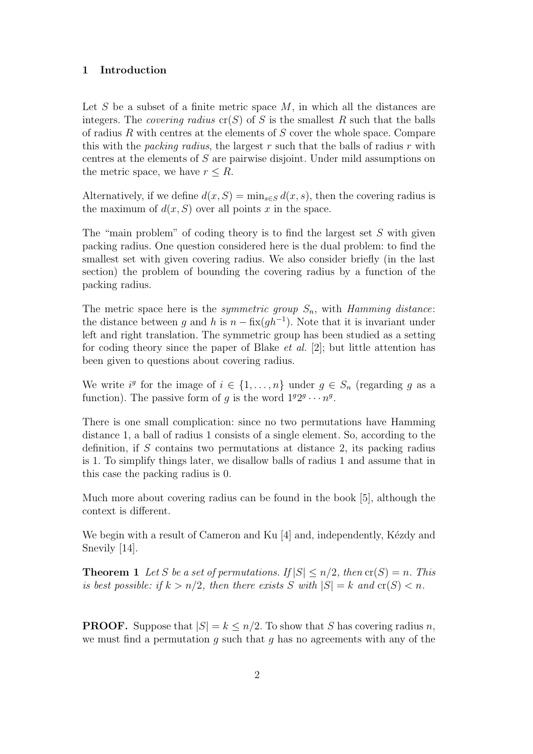## 1 Introduction

Let $S$ be a subset of a finite metric space $M$, in which all the distances are integers. The *covering radius* $\mathrm{cr}(S)$ of $S$ is the smallest $R$ such that the balls of radius $R$ with centres at the elements of $S$ cover the whole space. Compare this with the *packing radius*, the largest $r$ such that the balls of radius $r$ with centres at the elements of $S$ are pairwise disjoint. Under mild assumptions on the metric space, we have $r \le R$.

Alternatively, if we define $d(x, S) = \min_{s \in S} d(x, s)$, then the covering radius is the maximum of $d(x, S)$ over all points $x$ in the space.

The "main problem" of coding theory is to find the largest set $S$ with given packing radius. One question considered here is the dual problem: to find the smallest set with given covering radius. We also consider briefly (in the last section) the problem of bounding the covering radius by a function of the packing radius.

The metric space here is the *symmetric group* $S_n$, with *Hamming distance*: the distance between $g$ and $h$ is $n - \mathrm{fix}(gh^{-1})$. Note that it is invariant under left and right translation. The symmetric group has been studied as a setting for coding theory since the paper of Blake *et al.* [2]; but little attention has been given to questions about covering radius.

We write $i^g$ for the image of $i \in \{1, \ldots, n\}$ under $g \in S_n$ (regarding $g$ as a function). The passive form of $g$ is the word $1^g 2^g \cdots n^g$.

There is one small complication: since no two permutations have Hamming distance 1, a ball of radius 1 consists of a single element. So, according to the definition, if $S$ contains two permutations at distance 2, its packing radius is 1. To simplify things later, we disallow balls of radius 1 and assume that in this case the packing radius is 0.

Much more about covering radius can be found in the book [5], although the context is different.

We begin with a result of Cameron and Ku [4] and, independently, Kézdy and Snevily [14].

**Theorem 1** *Let $S$ be a set of permutations. If $|S| \le n/2$, then $\mathrm{cr}(S) = n$. This is best possible: if $k > n/2$, then there exists $S$ with $|S| = k$ and $\mathrm{cr}(S) < n$.*

**PROOF.** Suppose that $|S| = k \le n/2$. To show that $S$ has covering radius $n$, we must find a permutation $g$ such that $g$ has no agreements with any of the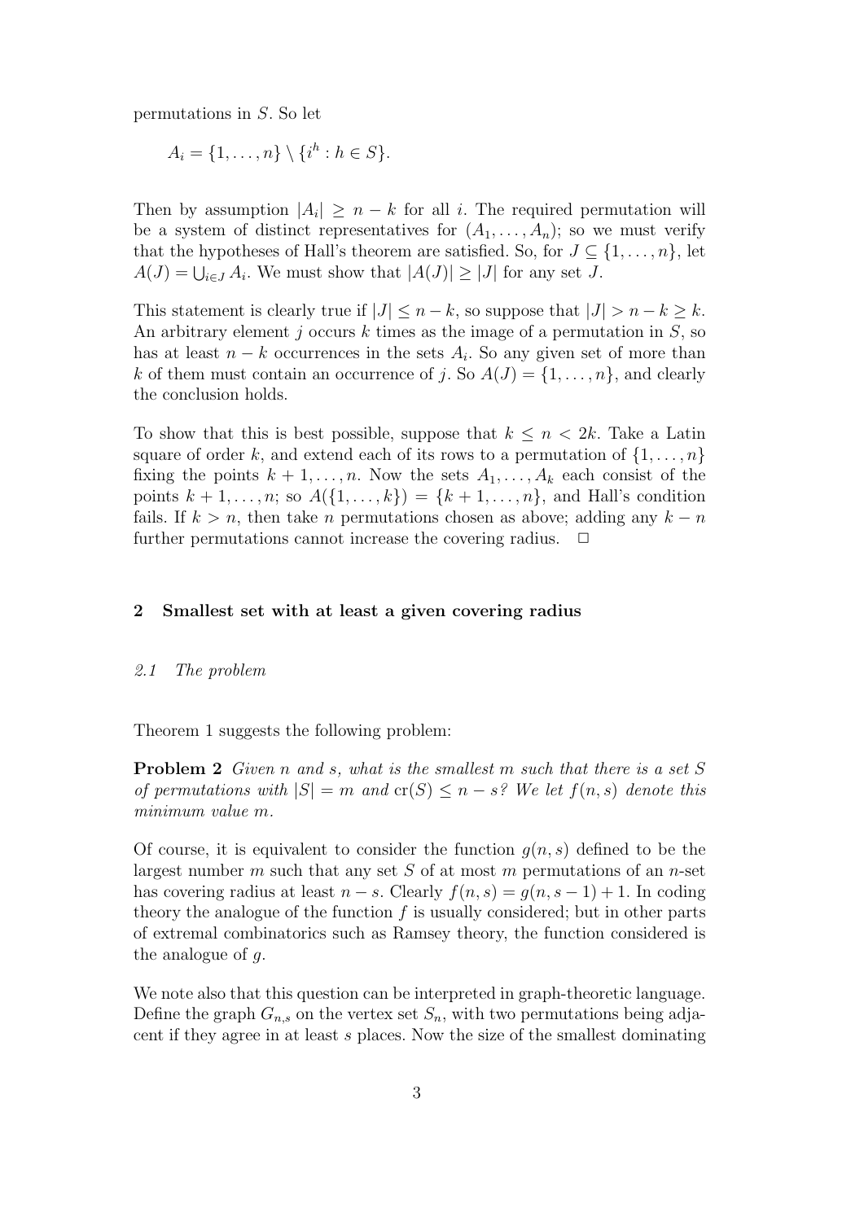permutations in $S$. So let

$$A_i = \{1, \ldots, n\} \setminus \{i^h : h \in S\}.$$

Then by assumption $|A_i| \geq n - k$ for all $i$. The required permutation will be a system of distinct representatives for $(A_1, \ldots, A_n)$; so we must verify that the hypotheses of Hall's theorem are satisfied. So, for $J \subseteq \{1, \ldots, n\}$, let $A(J) = \bigcup_{i \in J} A_i$. We must show that $|A(J)| \geq |J|$ for any set $J$.

This statement is clearly true if $|J| \leq n - k$, so suppose that $|J| > n - k \geq k$. An arbitrary element $j$ occurs $k$ times as the image of a permutation in $S$, so has at least $n - k$ occurrences in the sets $A_i$. So any given set of more than $k$ of them must contain an occurrence of $j$. So $A(J) = \{1, \ldots, n\}$, and clearly the conclusion holds.

To show that this is best possible, suppose that $k \leq n < 2k$. Take a Latin square of order $k$, and extend each of its rows to a permutation of $\{1, \ldots, n\}$ fixing the points $k + 1, \ldots, n$. Now the sets $A_1, \ldots, A_k$ each consist of the points $k + 1, \ldots, n$; so $A(\{1, \ldots, k\}) = \{k + 1, \ldots, n\}$, and Hall's condition fails. If $k > n$, then take $n$ permutations chosen as above; adding any $k - n$ further permutations cannot increase the covering radius. $\square$

## 2 Smallest set with at least a given covering radius

### *2.1 The problem*

Theorem 1 suggests the following problem:

**Problem 2** *Given $n$ and $s$, what is the smallest $m$ such that there is a set $S$ of permutations with $|S| = m$ and $\mathrm{cr}(S) \leq n - s$? We let $f(n, s)$ denote this minimum value $m$.*

Of course, it is equivalent to consider the function $g(n, s)$ defined to be the largest number $m$ such that any set $S$ of at most $m$ permutations of an $n$-set has covering radius at least $n - s$. Clearly $f(n, s) = g(n, s - 1) + 1$. In coding theory the analogue of the function $f$ is usually considered; but in other parts of extremal combinatorics such as Ramsey theory, the function considered is the analogue of $g$.

We note also that this question can be interpreted in graph-theoretic language. Define the graph $G_{n,s}$ on the vertex set $S_n$, with two permutations being adjacent if they agree in at least $s$ places. Now the size of the smallest dominating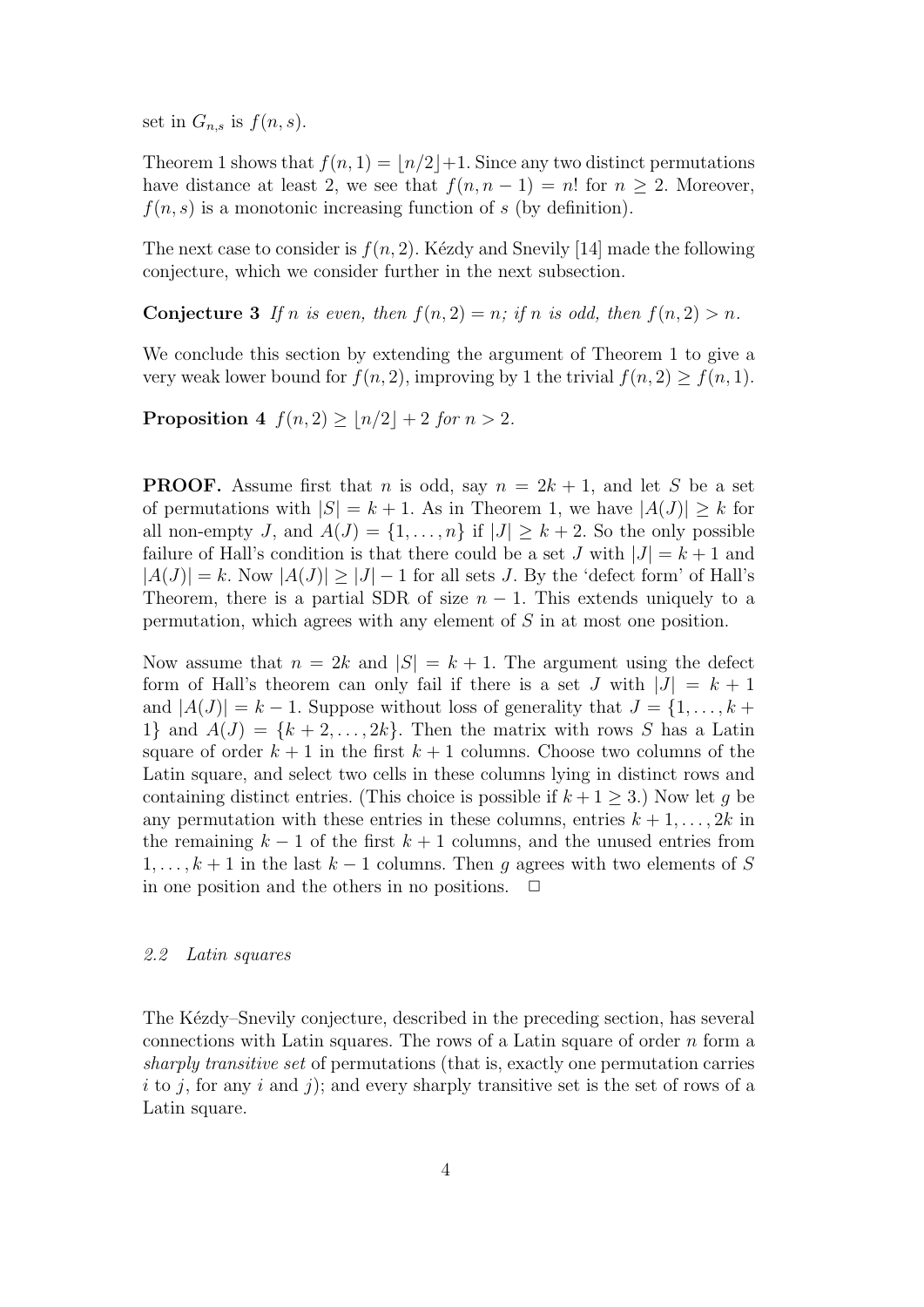set in $G_{n,s}$ is $f(n,s)$.

Theorem 1 shows that $f(n,1) = \lfloor n/2 \rfloor + 1$. Since any two distinct permutations have distance at least 2, we see that $f(n, n-1) = n!$ for $n \geq 2$. Moreover, $f(n,s)$ is a monotonic increasing function of $s$ (by definition).

The next case to consider is $f(n,2)$. Kézdy and Snevily [14] made the following conjecture, which we consider further in the next subsection.

**Conjecture 3** *If $n$ is even, then $f(n,2) = n$; if $n$ is odd, then $f(n,2) > n$.*

We conclude this section by extending the argument of Theorem 1 to give a very weak lower bound for $f(n,2)$, improving by 1 the trivial $f(n,2) \geq f(n,1)$.

**Proposition 4** $f(n,2) \geq \lfloor n/2 \rfloor + 2$ *for* $n > 2$.

**PROOF.** Assume first that $n$ is odd, say $n = 2k+1$, and let $S$ be a set of permutations with $|S| = k+1$. As in Theorem 1, we have $|A(J)| \geq k$ for all non-empty $J$, and $A(J) = \{1, \ldots, n\}$ if $|J| \geq k+2$. So the only possible failure of Hall's condition is that there could be a set $J$ with $|J| = k+1$ and $|A(J)| = k$. Now $|A(J)| \geq |J| - 1$ for all sets $J$. By the 'defect form' of Hall's Theorem, there is a partial SDR of size $n-1$. This extends uniquely to a permutation, which agrees with any element of $S$ in at most one position.

Now assume that $n = 2k$ and $|S| = k+1$. The argument using the defect form of Hall's theorem can only fail if there is a set $J$ with $|J| = k+1$ and $|A(J)| = k-1$. Suppose without loss of generality that $J = \{1, \ldots, k+1\}$ and $A(J) = \{k+2, \ldots, 2k\}$. Then the matrix with rows $S$ has a Latin square of order $k+1$ in the first $k+1$ columns. Choose two columns of the Latin square, and select two cells in these columns lying in distinct rows and containing distinct entries. (This choice is possible if $k+1 \geq 3$.) Now let $g$ be any permutation with these entries in these columns, entries $k+1, \ldots, 2k$ in the remaining $k-1$ of the first $k+1$ columns, and the unused entries from $1, \ldots, k+1$ in the last $k-1$ columns. Then $g$ agrees with two elements of $S$ in one position and the others in no positions. $\square$

### *2.2 Latin squares*

The Kézdy–Snevily conjecture, described in the preceding section, has several connections with Latin squares. The rows of a Latin square of order $n$ form a *sharply transitive set* of permutations (that is, exactly one permutation carries $i$ to $j$, for any $i$ and $j$); and every sharply transitive set is the set of rows of a Latin square.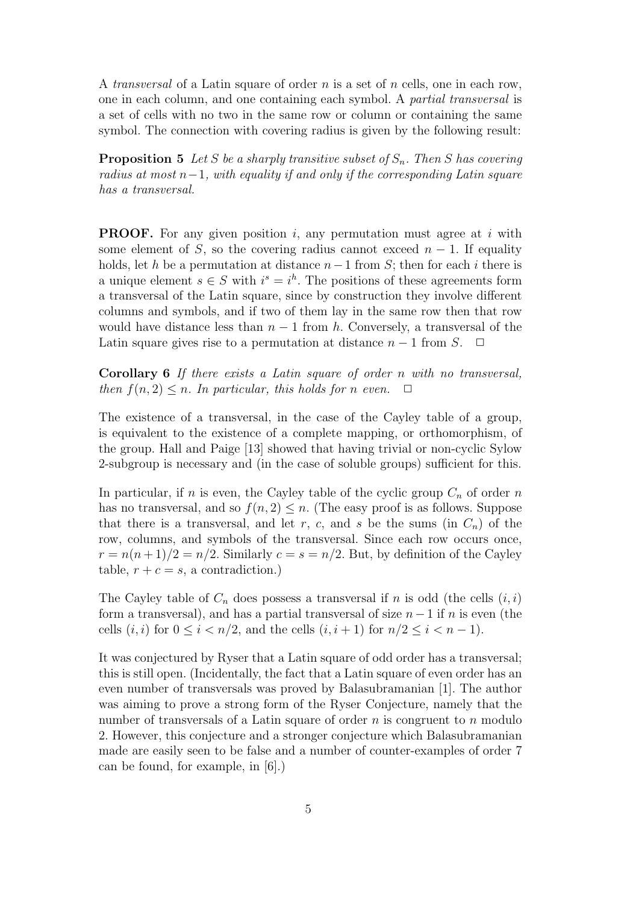A *transversal* of a Latin square of order $n$ is a set of $n$ cells, one in each row, one in each column, and one containing each symbol. A *partial transversal* is a set of cells with no two in the same row or column or containing the same symbol. The connection with covering radius is given by the following result:

**Proposition 5** *Let $S$ be a sharply transitive subset of $S_n$. Then $S$ has covering radius at most $n-1$, with equality if and only if the corresponding Latin square has a transversal.*

**PROOF.** For any given position $i$, any permutation must agree at $i$ with some element of $S$, so the covering radius cannot exceed $n-1$. If equality holds, let $h$ be a permutation at distance $n-1$ from $S$; then for each $i$ there is a unique element $s \in S$ with $i^s = i^h$. The positions of these agreements form a transversal of the Latin square, since by construction they involve different columns and symbols, and if two of them lay in the same row then that row would have distance less than $n-1$ from $h$. Conversely, a transversal of the Latin square gives rise to a permutation at distance $n-1$ from $S$. $\square$

**Corollary 6** *If there exists a Latin square of order $n$ with no transversal, then $f(n,2) \leq n$. In particular, this holds for $n$ even.* $\square$

The existence of a transversal, in the case of the Cayley table of a group, is equivalent to the existence of a complete mapping, or orthomorphism, of the group. Hall and Paige [13] showed that having trivial or non-cyclic Sylow 2-subgroup is necessary and (in the case of soluble groups) sufficient for this.

In particular, if $n$ is even, the Cayley table of the cyclic group $C_n$ of order $n$ has no transversal, and so $f(n,2) \leq n$. (The easy proof is as follows. Suppose that there is a transversal, and let $r$, $c$, and $s$ be the sums (in $C_n$) of the row, columns, and symbols of the transversal. Since each row occurs once, $r = n(n+1)/2 = n/2$. Similarly $c = s = n/2$. But, by definition of the Cayley table, $r + c = s$, a contradiction.)

The Cayley table of $C_n$ does possess a transversal if $n$ is odd (the cells $(i,i)$ form a transversal), and has a partial transversal of size $n-1$ if $n$ is even (the cells $(i,i)$ for $0 \leq i < n/2$, and the cells $(i,i+1)$ for $n/2 \leq i < n-1$).

It was conjectured by Ryser that a Latin square of odd order has a transversal; this is still open. (Incidentally, the fact that a Latin square of even order has an even number of transversals was proved by Balasubramanian [1]. The author was aiming to prove a strong form of the Ryser Conjecture, namely that the number of transversals of a Latin square of order $n$ is congruent to $n$ modulo 2. However, this conjecture and a stronger conjecture which Balasubramanian made are easily seen to be false and a number of counter-examples of order 7 can be found, for example, in [6].)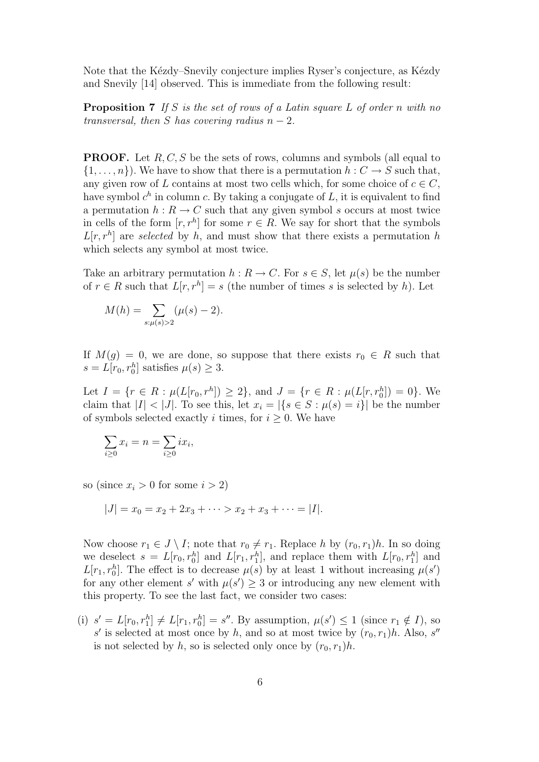Note that the Kézdy–Snevily conjecture implies Ryser's conjecture, as Kézdy and Snevily [14] observed. This is immediate from the following result:

**Proposition 7** *If $S$ is the set of rows of a Latin square $L$ of order $n$ with no transversal, then $S$ has covering radius $n-2$.*

**PROOF.** Let $R, C, S$ be the sets of rows, columns and symbols (all equal to $\{1, \ldots, n\}$). We have to show that there is a permutation $h : C \to S$ such that, any given row of $L$ contains at most two cells which, for some choice of $c \in C$, have symbol $c^h$ in column $c$. By taking a conjugate of $L$, it is equivalent to find a permutation $h : R \to C$ such that any given symbol $s$ occurs at most twice in cells of the form $[r, r^h]$ for some $r \in R$. We say for short that the symbols $L[r, r^h]$ are *selected* by $h$, and must show that there exists a permutation $h$ which selects any symbol at most twice.

Take an arbitrary permutation $h : R \to C$. For $s \in S$, let $\mu(s)$ be the number of $r \in R$ such that $L[r, r^h] = s$ (the number of times $s$ is selected by $h$). Let

$$M(h) = \sum_{s:\mu(s)>2} (\mu(s) - 2).$$

If $M(g) = 0$, we are done, so suppose that there exists $r_0 \in R$ such that $s = L[r_0, r_0^h]$ satisfies $\mu(s) \geq 3$.

Let $I = \{r \in R : \mu(L[r_0, r^h]) \geq 2\}$, and $J = \{r \in R : \mu(L[r, r_0^h]) = 0\}$. We claim that $|I| < |J|$. To see this, let $x_i = |\{s \in S : \mu(s) = i\}|$ be the number of symbols selected exactly $i$ times, for $i \geq 0$. We have

$$\sum_{i \geq 0} x_i = n = \sum_{i \geq 0} i x_i,$$

so (since $x_i > 0$ for some $i > 2$)

$$|J| = x_0 = x_2 + 2x_3 + \cdots > x_2 + x_3 + \cdots = |I|.$$

Now choose $r_1 \in J \setminus I$; note that $r_0 \neq r_1$. Replace $h$ by $(r_0, r_1)h$. In so doing we deselect $s = L[r_0, r_0^h]$ and $L[r_1, r_1^h]$, and replace them with $L[r_0, r_1^h]$ and $L[r_1, r_0^h]$. The effect is to decrease $\mu(s)$ by at least 1 without increasing $\mu(s')$ for any other element $s'$ with $\mu(s') \geq 3$ or introducing any new element with this property. To see the last fact, we consider two cases:

(i) $s' = L[r_0, r_1^h] \neq L[r_1, r_0^h] = s''$. By assumption, $\mu(s') \leq 1$ (since $r_1 \notin I$), so $s'$ is selected at most once by $h$, and so at most twice by $(r_0, r_1)h$. Also, $s''$ is not selected by $h$, so is selected only once by $(r_0, r_1)h$.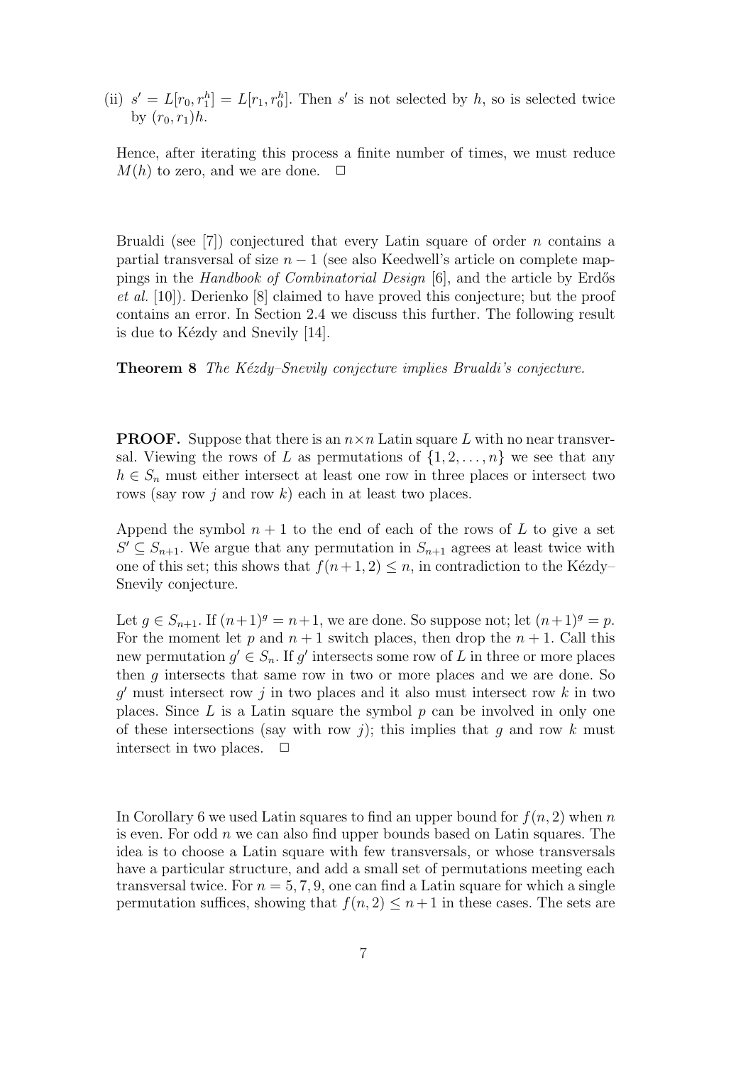(ii) $s' = L[r_0, r_1^h] = L[r_1, r_0^h]$. Then $s'$ is not selected by $h$, so is selected twice by $(r_0, r_1)h$.

Hence, after iterating this process a finite number of times, we must reduce $M(h)$ to zero, and we are done. $\square$

Brualdi (see [7]) conjectured that every Latin square of order $n$ contains a partial transversal of size $n-1$ (see also Keedwell's article on complete mappings in the *Handbook of Combinatorial Design* [6], and the article by Erdős *et al.* [10]). Derienko [8] claimed to have proved this conjecture; but the proof contains an error. In Section 2.4 we discuss this further. The following result is due to Kézdy and Snevily [14].

**Theorem 8** *The Kézdy–Snevily conjecture implies Brualdi's conjecture.*

**PROOF.** Suppose that there is an $n \times n$ Latin square $L$ with no near transversal. Viewing the rows of $L$ as permutations of $\{1, 2, \ldots, n\}$ we see that any $h \in S_n$ must either intersect at least one row in three places or intersect two rows (say row $j$ and row $k$) each in at least two places.

Append the symbol $n+1$ to the end of each of the rows of $L$ to give a set $S' \subseteq S_{n+1}$. We argue that any permutation in $S_{n+1}$ agrees at least twice with one of this set; this shows that $f(n+1, 2) \leq n$, in contradiction to the Kézdy–Snevily conjecture.

Let $g \in S_{n+1}$. If $(n+1)^g = n+1$, we are done. So suppose not; let $(n+1)^g = p$. For the moment let $p$ and $n+1$ switch places, then drop the $n+1$. Call this new permutation $g' \in S_n$. If $g'$ intersects some row of $L$ in three or more places then $g$ intersects that same row in two or more places and we are done. So $g'$ must intersect row $j$ in two places and it also must intersect row $k$ in two places. Since $L$ is a Latin square the symbol $p$ can be involved in only one of these intersections (say with row $j$); this implies that $g$ and row $k$ must intersect in two places. $\square$

In Corollary 6 we used Latin squares to find an upper bound for $f(n, 2)$ when $n$ is even. For odd $n$ we can also find upper bounds based on Latin squares. The idea is to choose a Latin square with few transversals, or whose transversals have a particular structure, and add a small set of permutations meeting each transversal twice. For $n = 5, 7, 9$, one can find a Latin square for which a single permutation suffices, showing that $f(n, 2) \leq n+1$ in these cases. The sets are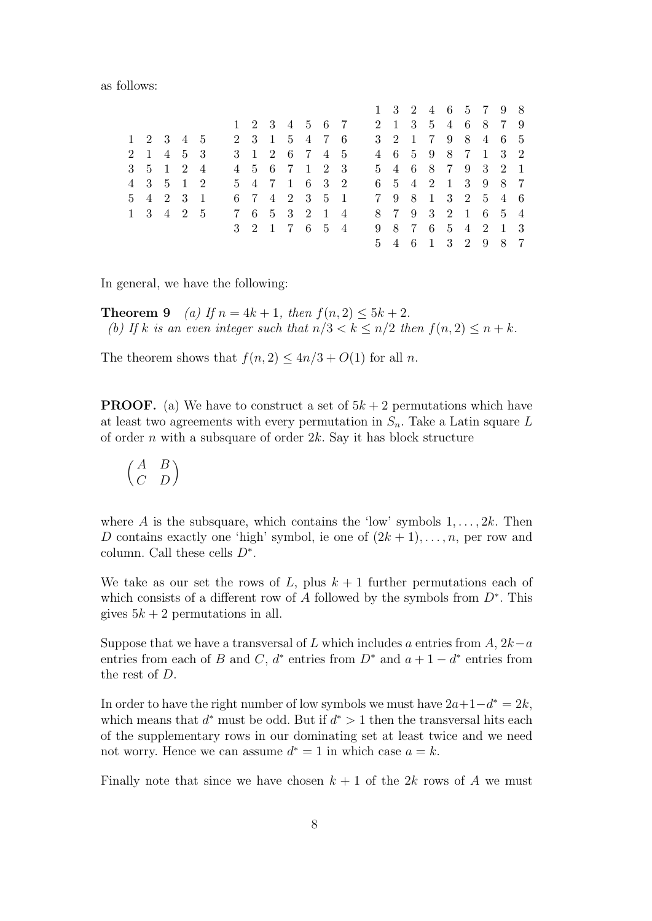as follows:

$$
\begin{array}{ccccc}
1 & 2 & 3 & 4 & 5 \\
2 & 1 & 4 & 5 & 3 \\
3 & 5 & 1 & 2 & 4 \\
4 & 3 & 5 & 1 & 2 \\
5 & 4 & 2 & 3 & 1 \\
1 & 3 & 4 & 2 & 5
\end{array}
\qquad
\begin{array}{ccccccc}
1 & 2 & 3 & 4 & 5 & 6 & 7 \\
2 & 3 & 1 & 5 & 4 & 7 & 6 \\
3 & 1 & 2 & 6 & 7 & 4 & 5 \\
4 & 5 & 6 & 7 & 1 & 2 & 3 \\
5 & 4 & 7 & 1 & 6 & 3 & 2 \\
6 & 7 & 4 & 2 & 3 & 5 & 1 \\
7 & 6 & 5 & 3 & 2 & 1 & 4 \\
3 & 2 & 1 & 7 & 6 & 5 & 4
\end{array}
\qquad
\begin{array}{ccccccccc}
1 & 3 & 2 & 4 & 6 & 5 & 7 & 9 & 8 \\
2 & 1 & 3 & 5 & 4 & 6 & 8 & 7 & 9 \\
3 & 2 & 1 & 7 & 9 & 8 & 4 & 6 & 5 \\
4 & 6 & 5 & 9 & 8 & 7 & 1 & 3 & 2 \\
5 & 4 & 6 & 8 & 7 & 9 & 3 & 2 & 1 \\
6 & 5 & 4 & 2 & 1 & 3 & 9 & 8 & 7 \\
7 & 9 & 8 & 1 & 3 & 2 & 5 & 4 & 6 \\
8 & 7 & 9 & 3 & 2 & 1 & 6 & 5 & 4 \\
9 & 8 & 7 & 6 & 5 & 4 & 2 & 1 & 3 \\
5 & 4 & 6 & 1 & 3 & 2 & 9 & 8 & 7
\end{array}
$$

In general, we have the following:

**Theorem 9** *(a) If $n = 4k+1$, then $f(n,2) \leq 5k+2$.*
*(b) If $k$ is an even integer such that $n/3 < k \leq n/2$ then $f(n,2) \leq n+k$.*

The theorem shows that $f(n,2) \leq 4n/3 + O(1)$ for all $n$.

**PROOF.** (a) We have to construct a set of $5k+2$ permutations which have at least two agreements with every permutation in $S_n$. Take a Latin square $L$ of order $n$ with a subsquare of order $2k$. Say it has block structure

$$
\begin{pmatrix} A & B \\ C & D \end{pmatrix}
$$

where $A$ is the subsquare, which contains the 'low' symbols $1, \ldots, 2k$. Then $D$ contains exactly one 'high' symbol, ie one of $(2k+1), \ldots, n$, per row and column. Call these cells $D^*$.

We take as our set the rows of $L$, plus $k+1$ further permutations each of which consists of a different row of $A$ followed by the symbols from $D^*$. This gives $5k+2$ permutations in all.

Suppose that we have a transversal of $L$ which includes $a$ entries from $A$, $2k-a$ entries from each of $B$ and $C$, $d^*$ entries from $D^*$ and $a+1-d^*$ entries from the rest of $D$.

In order to have the right number of low symbols we must have $2a+1-d^* = 2k$, which means that $d^*$ must be odd. But if $d^* > 1$ then the transversal hits each of the supplementary rows in our dominating set at least twice and we need not worry. Hence we can assume $d^* = 1$ in which case $a = k$.

Finally note that since we have chosen $k+1$ of the $2k$ rows of $A$ we must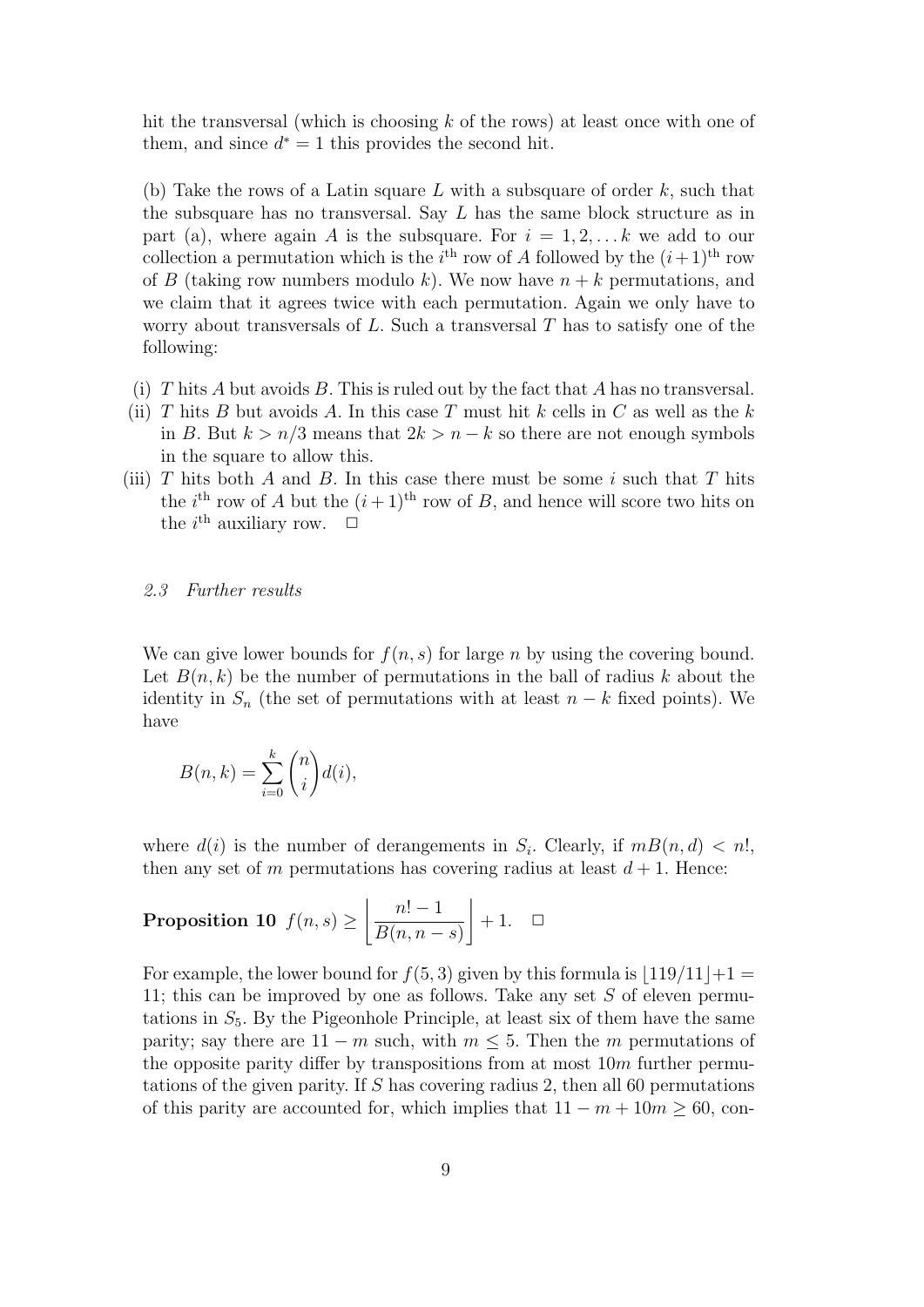hit the transversal (which is choosing $k$ of the rows) at least once with one of them, and since $d^* = 1$ this provides the second hit.

(b) Take the rows of a Latin square $L$ with a subsquare of order $k$, such that the subsquare has no transversal. Say $L$ has the same block structure as in part (a), where again $A$ is the subsquare. For $i = 1, 2, \ldots k$ we add to our collection a permutation which is the $i^{\text{th}}$ row of $A$ followed by the $(i+1)^{\text{th}}$ row of $B$ (taking row numbers modulo $k$). We now have $n + k$ permutations, and we claim that it agrees twice with each permutation. Again we only have to worry about transversals of $L$. Such a transversal $T$ has to satisfy one of the following:

(i) $T$ hits $A$ but avoids $B$. This is ruled out by the fact that $A$ has no transversal.

(ii) $T$ hits $B$ but avoids $A$. In this case $T$ must hit $k$ cells in $C$ as well as the $k$ in $B$. But $k > n/3$ means that $2k > n - k$ so there are not enough symbols in the square to allow this.

(iii) $T$ hits both $A$ and $B$. In this case there must be some $i$ such that $T$ hits the $i^{\text{th}}$ row of $A$ but the $(i+1)^{\text{th}}$ row of $B$, and hence will score two hits on the $i^{\text{th}}$ auxiliary row. □

### 2.3 Further results

We can give lower bounds for $f(n, s)$ for large $n$ by using the covering bound. Let $B(n, k)$ be the number of permutations in the ball of radius $k$ about the identity in $S_n$ (the set of permutations with at least $n - k$ fixed points). We have

$$B(n, k) = \sum_{i=0}^{k} \binom{n}{i} d(i),$$

where $d(i)$ is the number of derangements in $S_i$. Clearly, if $mB(n, d) < n!$, then any set of $m$ permutations has covering radius at least $d + 1$. Hence:

**Proposition 10** $f(n, s) \geq \left\lfloor \dfrac{n! - 1}{B(n, n - s)} \right\rfloor + 1.$ □

For example, the lower bound for $f(5, 3)$ given by this formula is $\lfloor 119/11 \rfloor + 1 = 11$; this can be improved by one as follows. Take any set $S$ of eleven permutations in $S_5$. By the Pigeonhole Principle, at least six of them have the same parity; say there are $11 - m$ such, with $m \leq 5$. Then the $m$ permutations of the opposite parity differ by transpositions from at most $10m$ further permutations of the given parity. If $S$ has covering radius 2, then all 60 permutations of this parity are accounted for, which implies that $11 - m + 10m \geq 60$, con-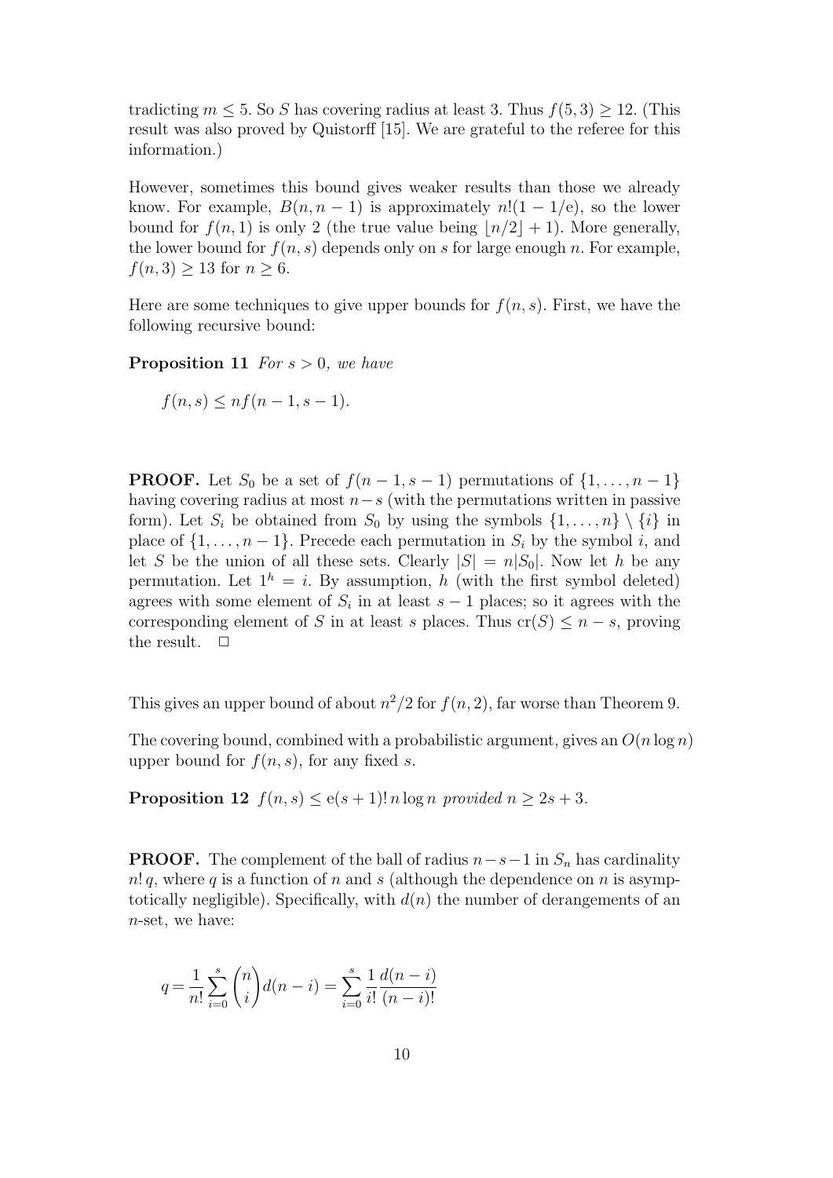tradicting $m \leq 5$. So $S$ has covering radius at least 3. Thus $f(5,3) \geq 12$. (This result was also proved by Quistorff [15]. We are grateful to the referee for this information.)

However, sometimes this bound gives weaker results than those we already know. For example, $B(n, n-1)$ is approximately $n!(1-1/\mathrm{e})$, so the lower bound for $f(n,1)$ is only 2 (the true value being $\lfloor n/2 \rfloor + 1$). More generally, the lower bound for $f(n,s)$ depends only on $s$ for large enough $n$. For example, $f(n,3) \geq 13$ for $n \geq 6$.

Here are some techniques to give upper bounds for $f(n,s)$. First, we have the following recursive bound:

**Proposition 11** *For $s > 0$, we have*

$$f(n,s) \leq n f(n-1, s-1).$$

**PROOF.** Let $S_0$ be a set of $f(n-1, s-1)$ permutations of $\{1, \ldots, n-1\}$ having covering radius at most $n-s$ (with the permutations written in passive form). Let $S_i$ be obtained from $S_0$ by using the symbols $\{1, \ldots, n\} \setminus \{i\}$ in place of $\{1, \ldots, n-1\}$. Precede each permutation in $S_i$ by the symbol $i$, and let $S$ be the union of all these sets. Clearly $|S| = n|S_0|$. Now let $h$ be any permutation. Let $1^h = i$. By assumption, $h$ (with the first symbol deleted) agrees with some element of $S_i$ in at least $s-1$ places; so it agrees with the corresponding element of $S$ in at least $s$ places. Thus $\mathrm{cr}(S) \leq n-s$, proving the result. $\Box$

This gives an upper bound of about $n^2/2$ for $f(n,2)$, far worse than Theorem 9.

The covering bound, combined with a probabilistic argument, gives an $O(n \log n)$ upper bound for $f(n,s)$, for any fixed $s$.

**Proposition 12** $f(n,s) \leq \mathrm{e}(s+1)!\, n \log n$ *provided* $n \geq 2s+3$.

**PROOF.** The complement of the ball of radius $n-s-1$ in $S_n$ has cardinality $n!\, q$, where $q$ is a function of $n$ and $s$ (although the dependence on $n$ is asymptotically negligible). Specifically, with $d(n)$ the number of derangements of an $n$-set, we have:

$$q = \frac{1}{n!} \sum_{i=0}^{s} \binom{n}{i} d(n-i) = \sum_{i=0}^{s} \frac{1}{i!} \frac{d(n-i)}{(n-i)!}$$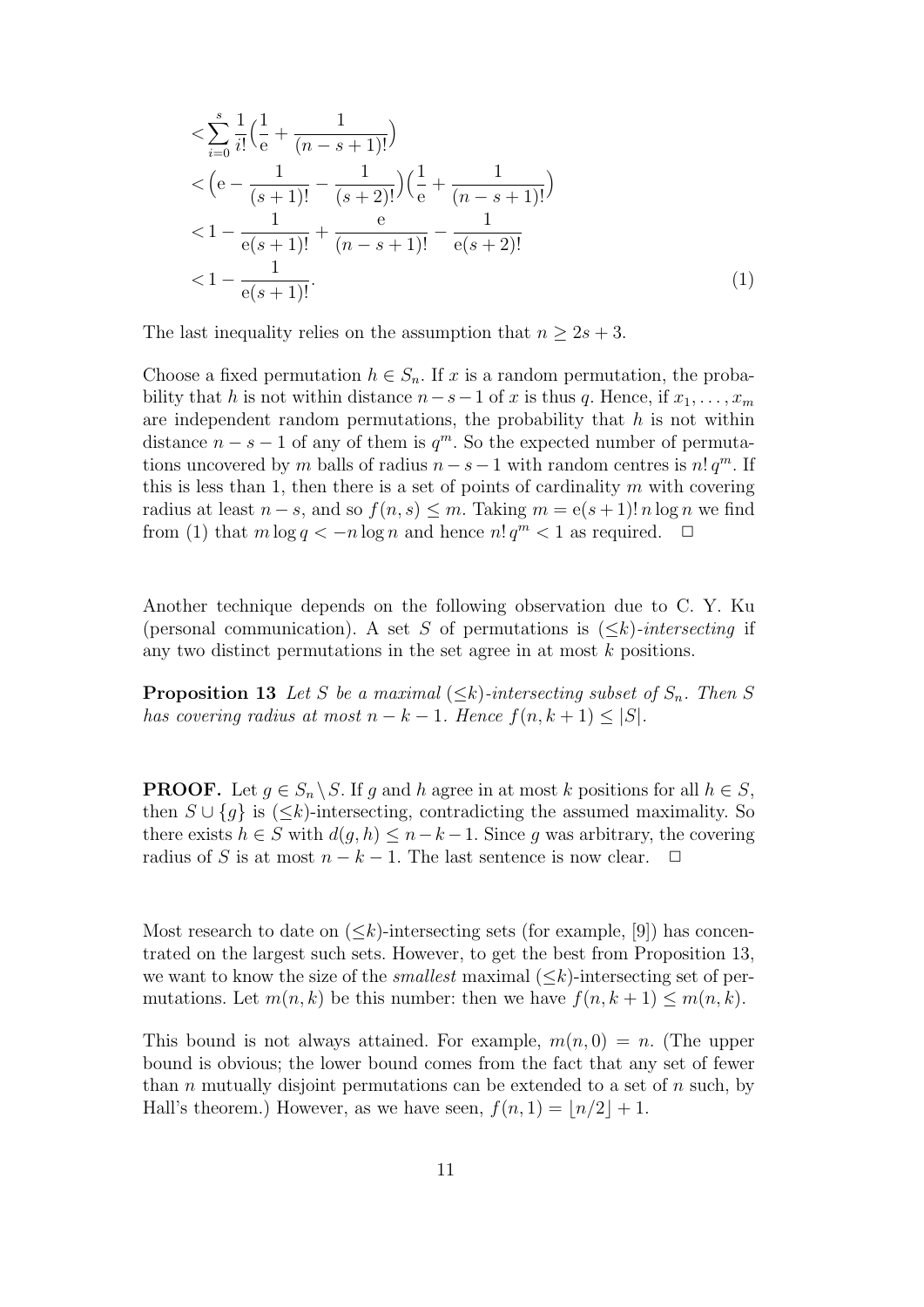$$
\begin{aligned}
&< \sum_{i=0}^{s} \frac{1}{i!}\Big(\frac{1}{\mathrm{e}} + \frac{1}{(n-s+1)!}\Big) \\
&< \Big(\mathrm{e} - \frac{1}{(s+1)!} - \frac{1}{(s+2)!}\Big)\Big(\frac{1}{\mathrm{e}} + \frac{1}{(n-s+1)!}\Big) \\
&< 1 - \frac{1}{\mathrm{e}(s+1)!} + \frac{\mathrm{e}}{(n-s+1)!} - \frac{1}{\mathrm{e}(s+2)!} \\
&< 1 - \frac{1}{\mathrm{e}(s+1)!}. \qquad (1)
\end{aligned}
$$

The last inequality relies on the assumption that $n \geq 2s+3$.

Choose a fixed permutation $h \in S_n$. If $x$ is a random permutation, the probability that $h$ is not within distance $n-s-1$ of $x$ is thus $q$. Hence, if $x_1, \ldots, x_m$ are independent random permutations, the probability that $h$ is not within distance $n-s-1$ of any of them is $q^m$. So the expected number of permutations uncovered by $m$ balls of radius $n-s-1$ with random centres is $n!\,q^m$. If this is less than 1, then there is a set of points of cardinality $m$ with covering radius at least $n-s$, and so $f(n,s) \leq m$. Taking $m = \mathrm{e}(s+1)!\,n\log n$ we find from (1) that $m \log q < -n \log n$ and hence $n!\,q^m < 1$ as required. $\Box$

Another technique depends on the following observation due to C. Y. Ku (personal communication). A set $S$ of permutations is $(\leq k)$-*intersecting* if any two distinct permutations in the set agree in at most $k$ positions.

**Proposition 13** *Let $S$ be a maximal $(\leq k)$-intersecting subset of $S_n$. Then $S$ has covering radius at most $n-k-1$. Hence $f(n,k+1) \leq |S|$.*

**PROOF.** Let $g \in S_n \setminus S$. If $g$ and $h$ agree in at most $k$ positions for all $h \in S$, then $S \cup \{g\}$ is $(\leq k)$-intersecting, contradicting the assumed maximality. So there exists $h \in S$ with $d(g,h) \leq n-k-1$. Since $g$ was arbitrary, the covering radius of $S$ is at most $n-k-1$. The last sentence is now clear. $\Box$

Most research to date on $(\leq k)$-intersecting sets (for example, [9]) has concentrated on the largest such sets. However, to get the best from Proposition 13, we want to know the size of the *smallest* maximal $(\leq k)$-intersecting set of permutations. Let $m(n,k)$ be this number: then we have $f(n,k+1) \leq m(n,k)$.

This bound is not always attained. For example, $m(n,0) = n$. (The upper bound is obvious; the lower bound comes from the fact that any set of fewer than $n$ mutually disjoint permutations can be extended to a set of $n$ such, by Hall's theorem.) However, as we have seen, $f(n,1) = \lfloor n/2 \rfloor + 1$.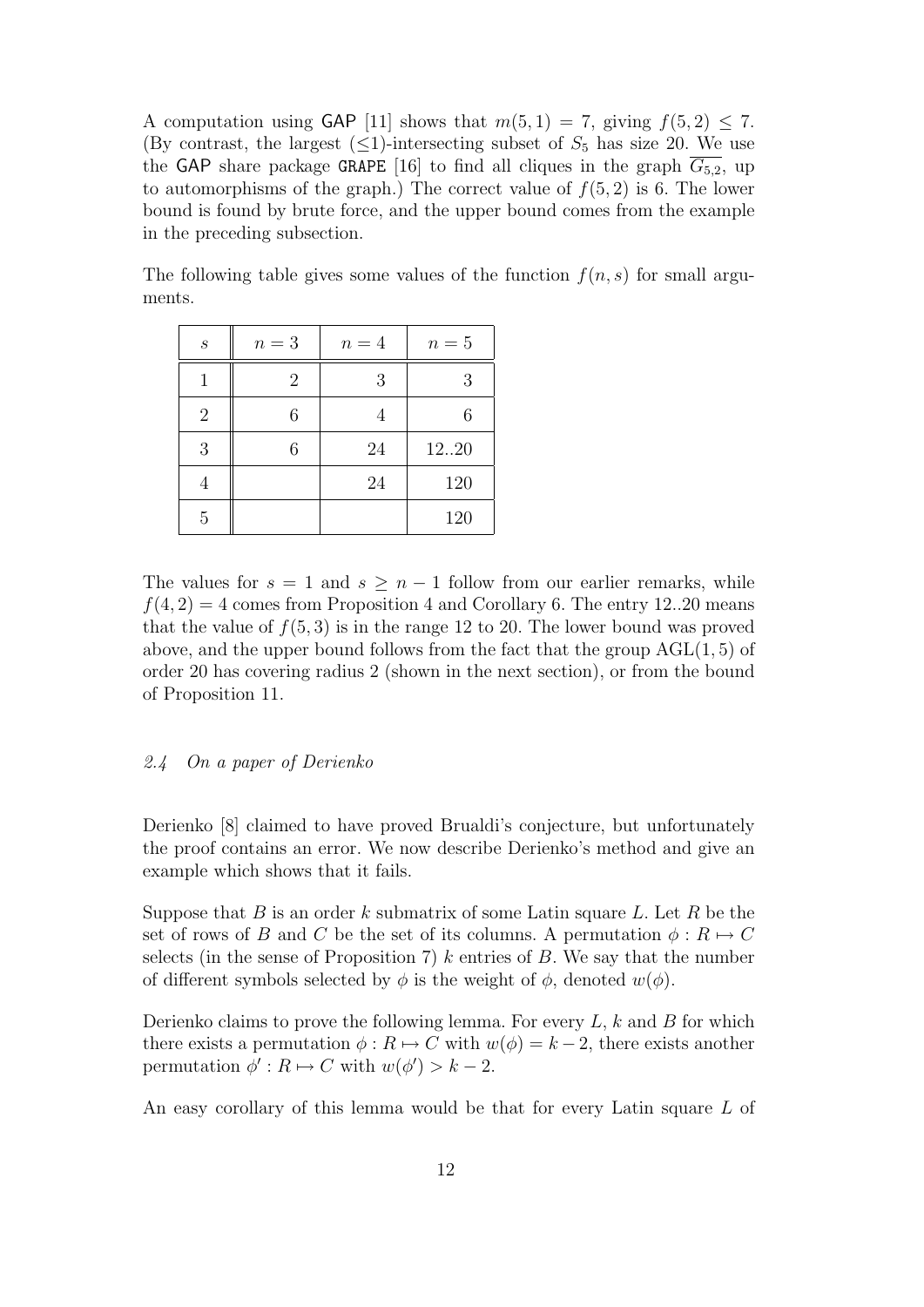A computation using GAP [11] shows that $m(5,1) = 7$, giving $f(5,2) \leq 7$. (By contrast, the largest ($\leq$1)-intersecting subset of $S_5$ has size 20. We use the GAP share package GRAPE [16] to find all cliques in the graph $\overline{G_{5,2}}$, up to automorphisms of the graph.) The correct value of $f(5,2)$ is 6. The lower bound is found by brute force, and the upper bound comes from the example in the preceding subsection.

The following table gives some values of the function $f(n,s)$ for small arguments.

| $s$ | $n = 3$ | $n = 4$ | $n = 5$ |
|---|---|---|---|
| 1 | 2 | 3 | 3 |
| 2 | 6 | 4 | 6 |
| 3 | 6 | 24 | 12..20 |
| 4 | | 24 | 120 |
| 5 | | | 120 |

The values for $s = 1$ and $s \geq n - 1$ follow from our earlier remarks, while $f(4,2) = 4$ comes from Proposition 4 and Corollary 6. The entry 12..20 means that the value of $f(5,3)$ is in the range 12 to 20. The lower bound was proved above, and the upper bound follows from the fact that the group $\mathrm{AGL}(1,5)$ of order 20 has covering radius 2 (shown in the next section), or from the bound of Proposition 11.

### *2.4 On a paper of Derienko*

Derienko [8] claimed to have proved Brualdi's conjecture, but unfortunately the proof contains an error. We now describe Derienko's method and give an example which shows that it fails.

Suppose that $B$ is an order $k$ submatrix of some Latin square $L$. Let $R$ be the set of rows of $B$ and $C$ be the set of its columns. A permutation $\phi : R \mapsto C$ selects (in the sense of Proposition 7) $k$ entries of $B$. We say that the number of different symbols selected by $\phi$ is the weight of $\phi$, denoted $w(\phi)$.

Derienko claims to prove the following lemma. For every $L$, $k$ and $B$ for which there exists a permutation $\phi : R \mapsto C$ with $w(\phi) = k - 2$, there exists another permutation $\phi' : R \mapsto C$ with $w(\phi') > k - 2$.

An easy corollary of this lemma would be that for every Latin square $L$ of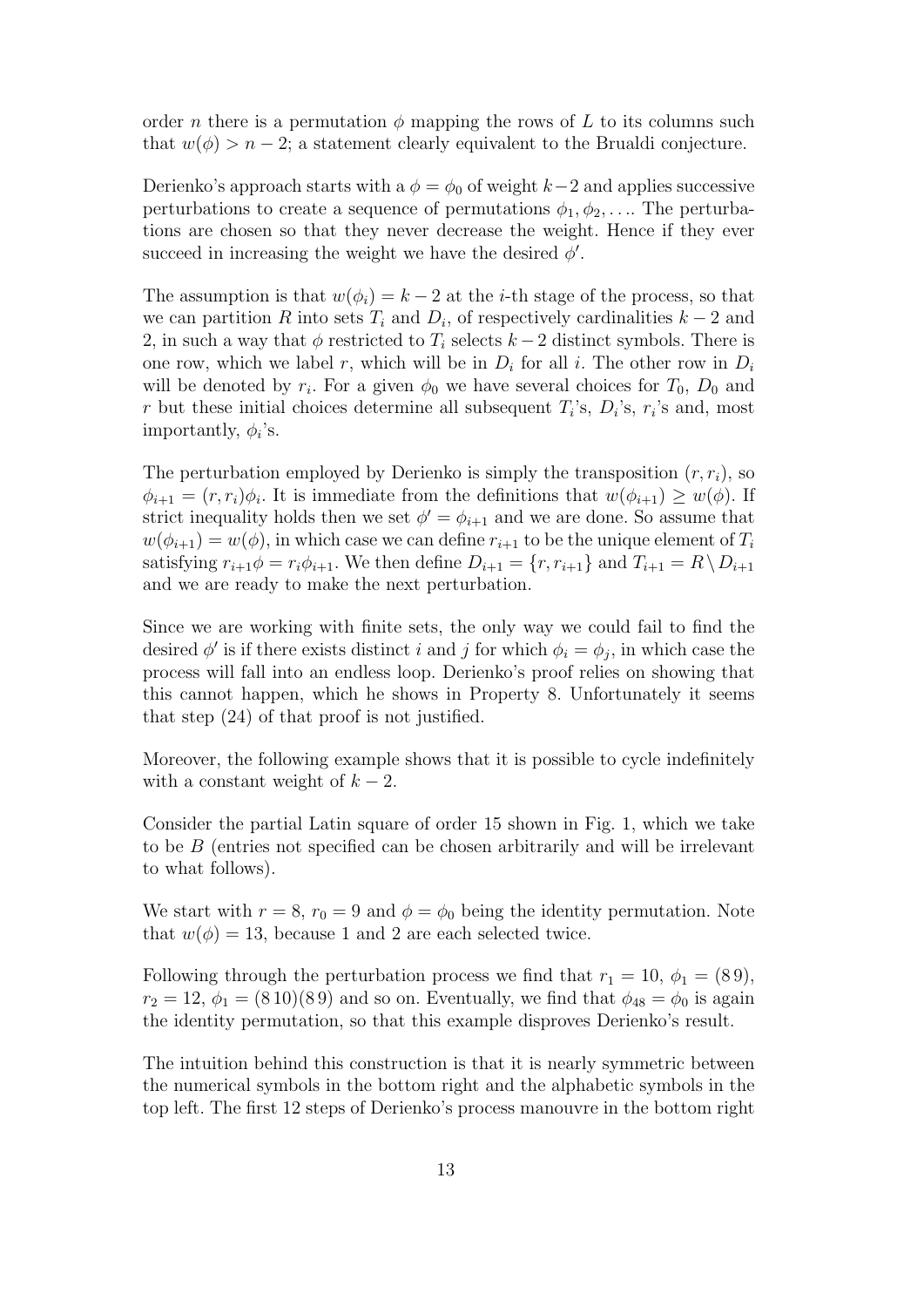order $n$ there is a permutation $\phi$ mapping the rows of $L$ to its columns such that $w(\phi) > n-2$; a statement clearly equivalent to the Brualdi conjecture.

Derienko's approach starts with a $\phi = \phi_0$ of weight $k-2$ and applies successive perturbations to create a sequence of permutations $\phi_1, \phi_2, \ldots$. The perturbations are chosen so that they never decrease the weight. Hence if they ever succeed in increasing the weight we have the desired $\phi'$.

The assumption is that $w(\phi_i) = k-2$ at the $i$-th stage of the process, so that we can partition $R$ into sets $T_i$ and $D_i$, of respectively cardinalities $k-2$ and 2, in such a way that $\phi$ restricted to $T_i$ selects $k-2$ distinct symbols. There is one row, which we label $r$, which will be in $D_i$ for all $i$. The other row in $D_i$ will be denoted by $r_i$. For a given $\phi_0$ we have several choices for $T_0$, $D_0$ and $r$ but these initial choices determine all subsequent $T_i$'s, $D_i$'s, $r_i$'s and, most importantly, $\phi_i$'s.

The perturbation employed by Derienko is simply the transposition $(r, r_i)$, so $\phi_{i+1} = (r, r_i)\phi_i$. It is immediate from the definitions that $w(\phi_{i+1}) \geq w(\phi)$. If strict inequality holds then we set $\phi' = \phi_{i+1}$ and we are done. So assume that $w(\phi_{i+1}) = w(\phi)$, in which case we can define $r_{i+1}$ to be the unique element of $T_i$ satisfying $r_{i+1}\phi = r_i\phi_{i+1}$. We then define $D_{i+1} = \{r, r_{i+1}\}$ and $T_{i+1} = R \setminus D_{i+1}$ and we are ready to make the next perturbation.

Since we are working with finite sets, the only way we could fail to find the desired $\phi'$ is if there exists distinct $i$ and $j$ for which $\phi_i = \phi_j$, in which case the process will fall into an endless loop. Derienko's proof relies on showing that this cannot happen, which he shows in Property 8. Unfortunately it seems that step (24) of that proof is not justified.

Moreover, the following example shows that it is possible to cycle indefinitely with a constant weight of $k-2$.

Consider the partial Latin square of order 15 shown in Fig. 1, which we take to be $B$ (entries not specified can be chosen arbitrarily and will be irrelevant to what follows).

We start with $r = 8$, $r_0 = 9$ and $\phi = \phi_0$ being the identity permutation. Note that $w(\phi) = 13$, because 1 and 2 are each selected twice.

Following through the perturbation process we find that $r_1 = 10$, $\phi_1 = (8\,9)$, $r_2 = 12$, $\phi_1 = (8\,10)(8\,9)$ and so on. Eventually, we find that $\phi_{48} = \phi_0$ is again the identity permutation, so that this example disproves Derienko's result.

The intuition behind this construction is that it is nearly symmetric between the numerical symbols in the bottom right and the alphabetic symbols in the top left. The first 12 steps of Derienko's process manouvre in the bottom right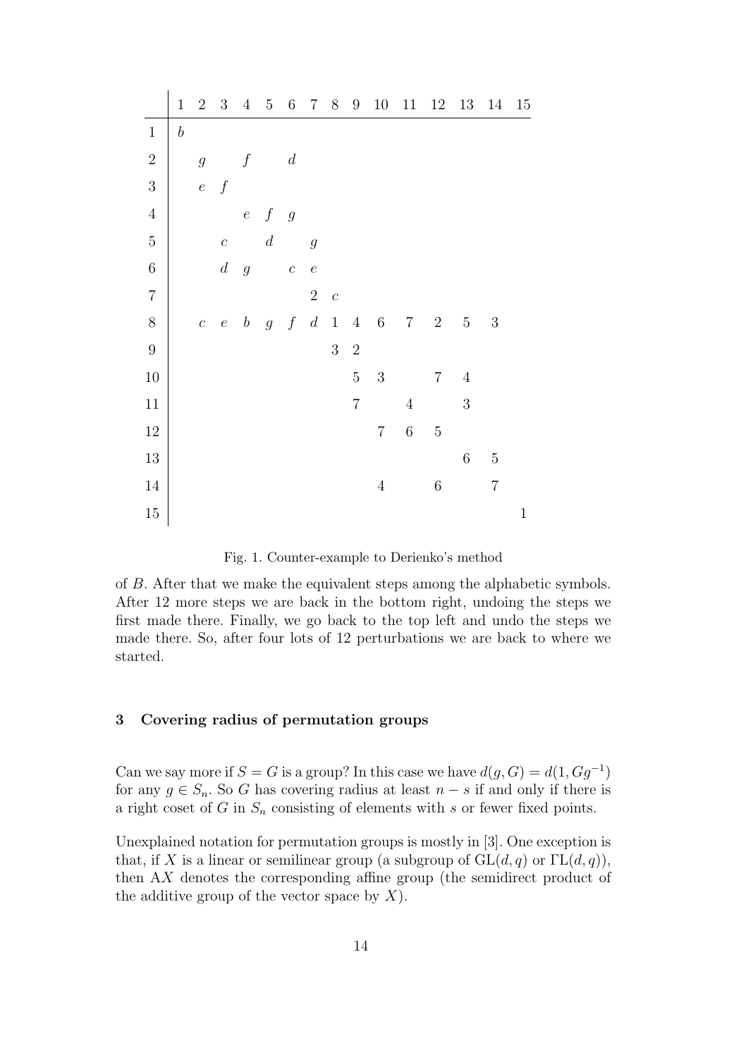| | 1 | 2 | 3 | 4 | 5 | 6 | 7 | 8 | 9 | 10 | 11 | 12 | 13 | 14 | 15 |
|---|---|---|---|---|---|---|---|---|---|---|---|---|---|---|---|
| 1 | $b$ | | | | | | | | | | | | | | |
| 2 | | $g$ | | $f$ | | $d$ | | | | | | | | | |
| 3 | | $e$ | $f$ | | | | | | | | | | | | |
| 4 | | | | $e$ | $f$ | $g$ | | | | | | | | | |
| 5 | | | $c$ | | $d$ | | $g$ | | | | | | | | |
| 6 | | | $d$ | $g$ | | $c$ | $e$ | | | | | | | | |
| 7 | | | | | | | 2 | $c$ | | | | | | | |
| 8 | | $c$ | $e$ | $b$ | $g$ | $f$ | $d$ | 1 | 4 | 6 | 7 | 2 | 5 | 3 | |
| 9 | | | | | | | | 3 | 2 | | | | | | |
| 10 | | | | | | | | | 5 | 3 | | 7 | 4 | | |
| 11 | | | | | | | | | 7 | | 4 | | 3 | | |
| 12 | | | | | | | | | | 7 | 6 | 5 | | | |
| 13 | | | | | | | | | | | | | 6 | 5 | |
| 14 | | | | | | | | | | 4 | | 6 | | 7 | |
| 15 | | | | | | | | | | | | | | | 1 |

Fig. 1. Counter-example to Derienko's method

of $B$. After that we make the equivalent steps among the alphabetic symbols. After 12 more steps we are back in the bottom right, undoing the steps we first made there. Finally, we go back to the top left and undo the steps we made there. So, after four lots of 12 perturbations we are back to where we started.

## 3 Covering radius of permutation groups

Can we say more if $S = G$ is a group? In this case we have $d(g, G) = d(1, Gg^{-1})$ for any $g \in S_n$. So $G$ has covering radius at least $n - s$ if and only if there is a right coset of $G$ in $S_n$ consisting of elements with $s$ or fewer fixed points.

Unexplained notation for permutation groups is mostly in [3]. One exception is that, if $X$ is a linear or semilinear group (a subgroup of $\mathrm{GL}(d, q)$ or $\Gamma\mathrm{L}(d, q)$), then $\mathrm{A}X$ denotes the corresponding affine group (the semidirect product of the additive group of the vector space by $X$).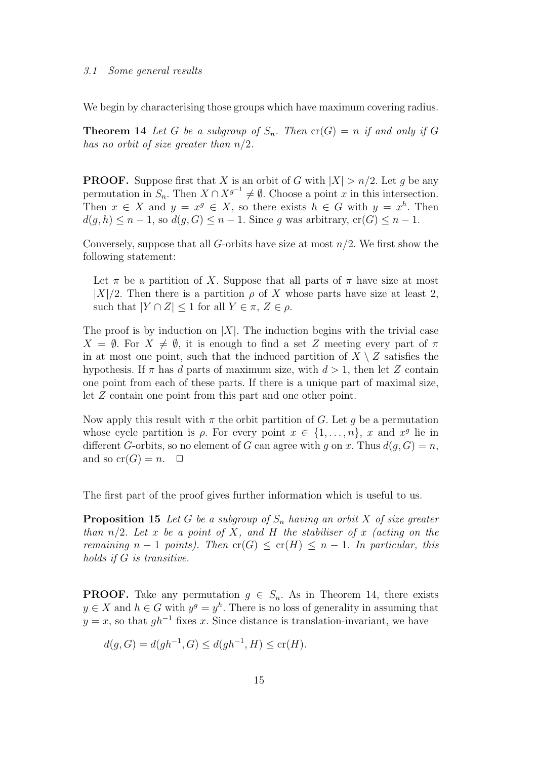### *3.1 Some general results*

We begin by characterising those groups which have maximum covering radius.

**Theorem 14** *Let $G$ be a subgroup of $S_n$. Then $\mathrm{cr}(G) = n$ if and only if $G$ has no orbit of size greater than $n/2$.*

**PROOF.** Suppose first that $X$ is an orbit of $G$ with $|X| > n/2$. Let $g$ be any permutation in $S_n$. Then $X \cap X^{g^{-1}} \neq \emptyset$. Choose a point $x$ in this intersection. Then $x \in X$ and $y = x^g \in X$, so there exists $h \in G$ with $y = x^h$. Then $d(g, h) \leq n - 1$, so $d(g, G) \leq n - 1$. Since $g$ was arbitrary, $\mathrm{cr}(G) \leq n - 1$.

Conversely, suppose that all $G$-orbits have size at most $n/2$. We first show the following statement:

> Let $\pi$ be a partition of $X$. Suppose that all parts of $\pi$ have size at most $|X|/2$. Then there is a partition $\rho$ of $X$ whose parts have size at least 2, such that $|Y \cap Z| \leq 1$ for all $Y \in \pi$, $Z \in \rho$.

The proof is by induction on $|X|$. The induction begins with the trivial case $X = \emptyset$. For $X \neq \emptyset$, it is enough to find a set $Z$ meeting every part of $\pi$ in at most one point, such that the induced partition of $X \setminus Z$ satisfies the hypothesis. If $\pi$ has $d$ parts of maximum size, with $d > 1$, then let $Z$ contain one point from each of these parts. If there is a unique part of maximal size, let $Z$ contain one point from this part and one other point.

Now apply this result with $\pi$ the orbit partition of $G$. Let $g$ be a permutation whose cycle partition is $\rho$. For every point $x \in \{1, \ldots, n\}$, $x$ and $x^g$ lie in different $G$-orbits, so no element of $G$ can agree with $g$ on $x$. Thus $d(g, G) = n$, and so $\mathrm{cr}(G) = n$. $\Box$

The first part of the proof gives further information which is useful to us.

**Proposition 15** *Let $G$ be a subgroup of $S_n$ having an orbit $X$ of size greater than $n/2$. Let $x$ be a point of $X$, and $H$ the stabiliser of $x$ (acting on the remaining $n - 1$ points). Then $\mathrm{cr}(G) \leq \mathrm{cr}(H) \leq n - 1$. In particular, this holds if $G$ is transitive.*

**PROOF.** Take any permutation $g \in S_n$. As in Theorem 14, there exists $y \in X$ and $h \in G$ with $y^g = y^h$. There is no loss of generality in assuming that $y = x$, so that $gh^{-1}$ fixes $x$. Since distance is translation-invariant, we have

$$d(g, G) = d(gh^{-1}, G) \leq d(gh^{-1}, H) \leq \mathrm{cr}(H).$$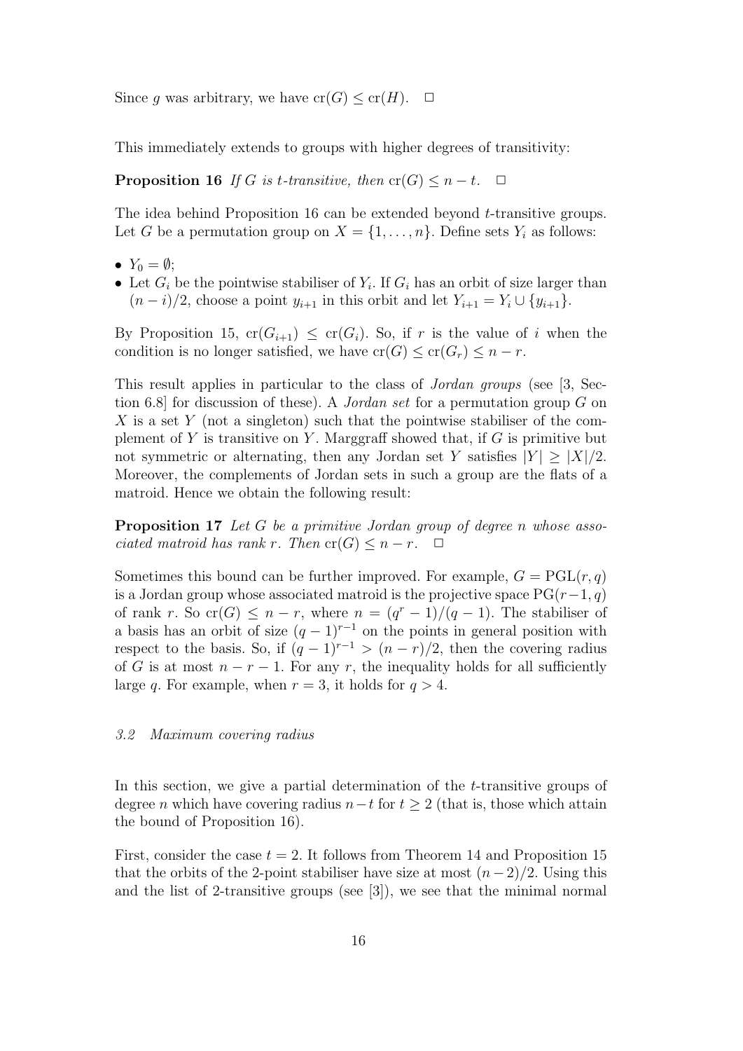Since $g$ was arbitrary, we have $\mathrm{cr}(G) \leq \mathrm{cr}(H)$. $\Box$

This immediately extends to groups with higher degrees of transitivity:

**Proposition 16** *If $G$ is $t$-transitive, then $\mathrm{cr}(G) \leq n - t$.* $\Box$

The idea behind Proposition 16 can be extended beyond $t$-transitive groups. Let $G$ be a permutation group on $X = \{1, \ldots, n\}$. Define sets $Y_i$ as follows:

- $Y_0 = \emptyset$;
- Let $G_i$ be the pointwise stabiliser of $Y_i$. If $G_i$ has an orbit of size larger than $(n - i)/2$, choose a point $y_{i+1}$ in this orbit and let $Y_{i+1} = Y_i \cup \{y_{i+1}\}$.

By Proposition 15, $\mathrm{cr}(G_{i+1}) \leq \mathrm{cr}(G_i)$. So, if $r$ is the value of $i$ when the condition is no longer satisfied, we have $\mathrm{cr}(G) \leq \mathrm{cr}(G_r) \leq n - r$.

This result applies in particular to the class of *Jordan groups* (see [3, Section 6.8] for discussion of these). A *Jordan set* for a permutation group $G$ on $X$ is a set $Y$ (not a singleton) such that the pointwise stabiliser of the complement of $Y$ is transitive on $Y$. Marggraff showed that, if $G$ is primitive but not symmetric or alternating, then any Jordan set $Y$ satisfies $|Y| \geq |X|/2$. Moreover, the complements of Jordan sets in such a group are the flats of a matroid. Hence we obtain the following result:

**Proposition 17** *Let $G$ be a primitive Jordan group of degree $n$ whose associated matroid has rank $r$. Then $\mathrm{cr}(G) \leq n - r$.* $\Box$

Sometimes this bound can be further improved. For example, $G = \mathrm{PGL}(r, q)$ is a Jordan group whose associated matroid is the projective space $\mathrm{PG}(r-1, q)$ of rank $r$. So $\mathrm{cr}(G) \leq n - r$, where $n = (q^r - 1)/(q - 1)$. The stabiliser of a basis has an orbit of size $(q - 1)^{r-1}$ on the points in general position with respect to the basis. So, if $(q - 1)^{r-1} > (n - r)/2$, then the covering radius of $G$ is at most $n - r - 1$. For any $r$, the inequality holds for all sufficiently large $q$. For example, when $r = 3$, it holds for $q > 4$.

### 3.2 Maximum covering radius

In this section, we give a partial determination of the $t$-transitive groups of degree $n$ which have covering radius $n - t$ for $t \geq 2$ (that is, those which attain the bound of Proposition 16).

First, consider the case $t = 2$. It follows from Theorem 14 and Proposition 15 that the orbits of the 2-point stabiliser have size at most $(n - 2)/2$. Using this and the list of 2-transitive groups (see [3]), we see that the minimal normal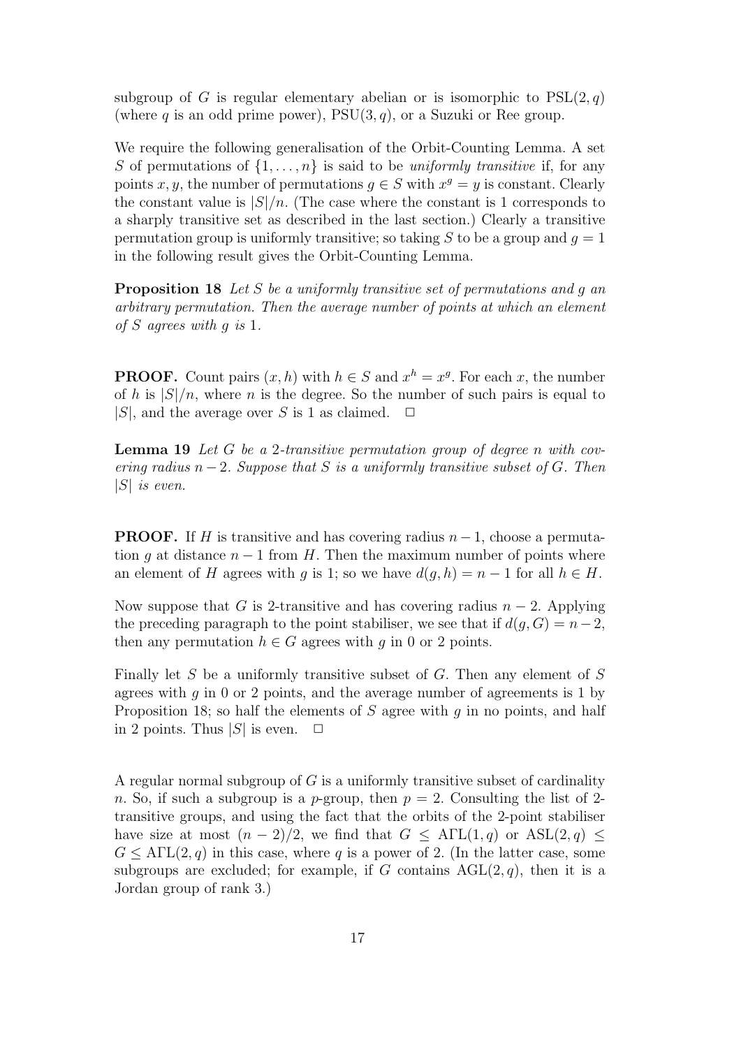subgroup of $G$ is regular elementary abelian or is isomorphic to $\mathrm{PSL}(2,q)$ (where $q$ is an odd prime power), $\mathrm{PSU}(3,q)$, or a Suzuki or Ree group.

We require the following generalisation of the Orbit-Counting Lemma. A set $S$ of permutations of $\{1,\ldots,n\}$ is said to be *uniformly transitive* if, for any points $x,y$, the number of permutations $g \in S$ with $x^g = y$ is constant. Clearly the constant value is $|S|/n$. (The case where the constant is 1 corresponds to a sharply transitive set as described in the last section.) Clearly a transitive permutation group is uniformly transitive; so taking $S$ to be a group and $g = 1$ in the following result gives the Orbit-Counting Lemma.

**Proposition 18** *Let $S$ be a uniformly transitive set of permutations and $g$ an arbitrary permutation. Then the average number of points at which an element of $S$ agrees with $g$ is 1.*

**PROOF.** Count pairs $(x,h)$ with $h \in S$ and $x^h = x^g$. For each $x$, the number of $h$ is $|S|/n$, where $n$ is the degree. So the number of such pairs is equal to $|S|$, and the average over $S$ is 1 as claimed. $\square$

**Lemma 19** *Let $G$ be a 2-transitive permutation group of degree $n$ with covering radius $n-2$. Suppose that $S$ is a uniformly transitive subset of $G$. Then $|S|$ is even.*

**PROOF.** If $H$ is transitive and has covering radius $n-1$, choose a permutation $g$ at distance $n-1$ from $H$. Then the maximum number of points where an element of $H$ agrees with $g$ is 1; so we have $d(g,h) = n-1$ for all $h \in H$.

Now suppose that $G$ is 2-transitive and has covering radius $n-2$. Applying the preceding paragraph to the point stabiliser, we see that if $d(g,G) = n-2$, then any permutation $h \in G$ agrees with $g$ in 0 or 2 points.

Finally let $S$ be a uniformly transitive subset of $G$. Then any element of $S$ agrees with $g$ in 0 or 2 points, and the average number of agreements is 1 by Proposition 18; so half the elements of $S$ agree with $g$ in no points, and half in 2 points. Thus $|S|$ is even. $\square$

A regular normal subgroup of $G$ is a uniformly transitive subset of cardinality $n$. So, if such a subgroup is a $p$-group, then $p = 2$. Consulting the list of 2-transitive groups, and using the fact that the orbits of the 2-point stabiliser have size at most $(n-2)/2$, we find that $G \leq \mathrm{A\Gamma L}(1,q)$ or $\mathrm{ASL}(2,q) \leq G \leq \mathrm{A\Gamma L}(2,q)$ in this case, where $q$ is a power of 2. (In the latter case, some subgroups are excluded; for example, if $G$ contains $\mathrm{AGL}(2,q)$, then it is a Jordan group of rank 3.)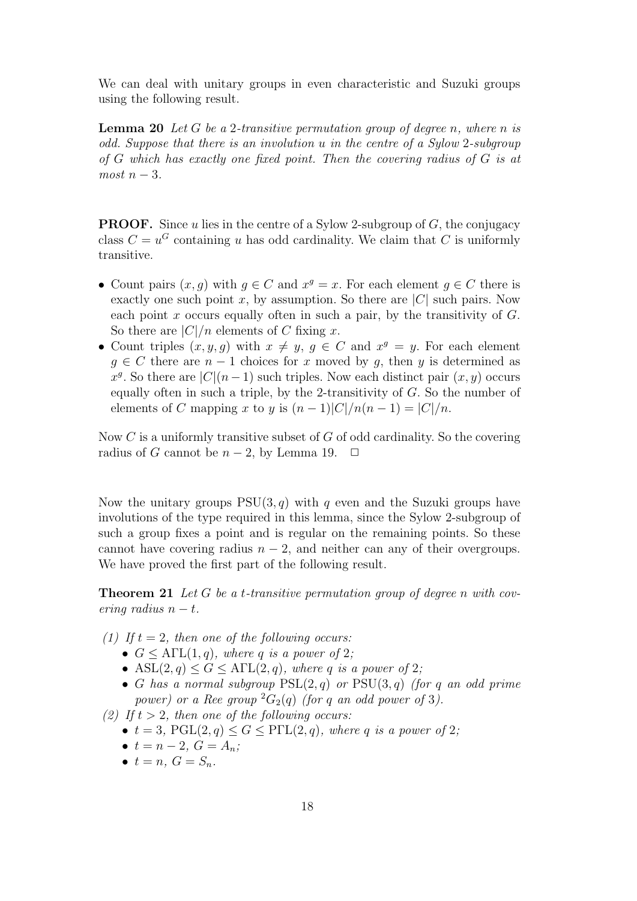We can deal with unitary groups in even characteristic and Suzuki groups using the following result.

**Lemma 20** *Let $G$ be a 2-transitive permutation group of degree $n$, where $n$ is odd. Suppose that there is an involution $u$ in the centre of a Sylow 2-subgroup of $G$ which has exactly one fixed point. Then the covering radius of $G$ is at most $n-3$.*

**PROOF.** Since $u$ lies in the centre of a Sylow 2-subgroup of $G$, the conjugacy class $C = u^G$ containing $u$ has odd cardinality. We claim that $C$ is uniformly transitive.

- Count pairs $(x, g)$ with $g \in C$ and $x^g = x$. For each element $g \in C$ there is exactly one such point $x$, by assumption. So there are $|C|$ such pairs. Now each point $x$ occurs equally often in such a pair, by the transitivity of $G$. So there are $|C|/n$ elements of $C$ fixing $x$.
- Count triples $(x, y, g)$ with $x \neq y$, $g \in C$ and $x^g = y$. For each element $g \in C$ there are $n-1$ choices for $x$ moved by $g$, then $y$ is determined as $x^g$. So there are $|C|(n-1)$ such triples. Now each distinct pair $(x, y)$ occurs equally often in such a triple, by the 2-transitivity of $G$. So the number of elements of $C$ mapping $x$ to $y$ is $(n-1)|C|/n(n-1) = |C|/n$.

Now $C$ is a uniformly transitive subset of $G$ of odd cardinality. So the covering radius of $G$ cannot be $n-2$, by Lemma 19. $\square$

Now the unitary groups $\mathrm{PSU}(3, q)$ with $q$ even and the Suzuki groups have involutions of the type required in this lemma, since the Sylow 2-subgroup of such a group fixes a point and is regular on the remaining points. So these cannot have covering radius $n-2$, and neither can any of their overgroups. We have proved the first part of the following result.

**Theorem 21** *Let $G$ be a $t$-transitive permutation group of degree $n$ with covering radius $n-t$.*

*(1) If $t = 2$, then one of the following occurs:*
- *$G \leq \mathrm{A\Gamma L}(1, q)$, where $q$ is a power of 2;*
- *$\mathrm{ASL}(2, q) \leq G \leq \mathrm{A\Gamma L}(2, q)$, where $q$ is a power of 2;*
- *$G$ has a normal subgroup $\mathrm{PSL}(2, q)$ or $\mathrm{PSU}(3, q)$ (for $q$ an odd prime power) or a Ree group ${}^2G_2(q)$ (for $q$ an odd power of 3).*

*(2) If $t > 2$, then one of the following occurs:*
- *$t = 3$, $\mathrm{PGL}(2, q) \leq G \leq \mathrm{P\Gamma L}(2, q)$, where $q$ is a power of 2;*
- *$t = n-2$, $G = A_n$;*
- *$t = n$, $G = S_n$.*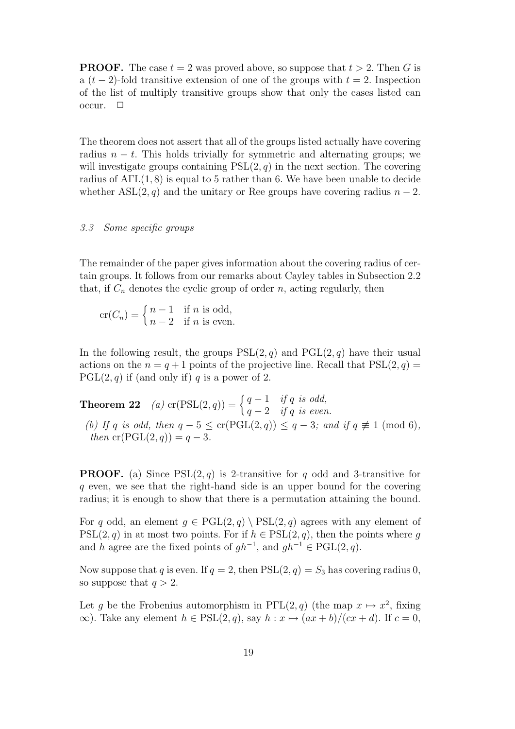**PROOF.** The case $t = 2$ was proved above, so suppose that $t > 2$. Then $G$ is a $(t-2)$-fold transitive extension of one of the groups with $t = 2$. Inspection of the list of multiply transitive groups show that only the cases listed can occur. $\square$

The theorem does not assert that all of the groups listed actually have covering radius $n - t$. This holds trivially for symmetric and alternating groups; we will investigate groups containing $\mathrm{PSL}(2, q)$ in the next section. The covering radius of $\mathrm{A\Gamma L}(1, 8)$ is equal to 5 rather than 6. We have been unable to decide whether $\mathrm{ASL}(2, q)$ and the unitary or Ree groups have covering radius $n - 2$.

### *3.3 Some specific groups*

The remainder of the paper gives information about the covering radius of certain groups. It follows from our remarks about Cayley tables in Subsection 2.2 that, if $C_n$ denotes the cyclic group of order $n$, acting regularly, then

$$\mathrm{cr}(C_n) = \begin{cases} n-1 & \text{if } n \text{ is odd,} \\ n-2 & \text{if } n \text{ is even.} \end{cases}$$

In the following result, the groups $\mathrm{PSL}(2, q)$ and $\mathrm{PGL}(2, q)$ have their usual actions on the $n = q + 1$ points of the projective line. Recall that $\mathrm{PSL}(2, q) = \mathrm{PGL}(2, q)$ if (and only if) $q$ is a power of 2.

**Theorem 22** *(a)* $\mathrm{cr}(\mathrm{PSL}(2, q)) = \begin{cases} q-1 & \textit{if } q \textit{ is odd,} \\ q-2 & \textit{if } q \textit{ is even.} \end{cases}$

*(b) If $q$ is odd, then $q - 5 \le \mathrm{cr}(\mathrm{PGL}(2, q)) \le q - 3$; and if $q \not\equiv 1 \pmod 6$, then $\mathrm{cr}(\mathrm{PGL}(2, q)) = q - 3$.*

**PROOF.** (a) Since $\mathrm{PSL}(2, q)$ is 2-transitive for $q$ odd and 3-transitive for $q$ even, we see that the right-hand side is an upper bound for the covering radius; it is enough to show that there is a permutation attaining the bound.

For $q$ odd, an element $g \in \mathrm{PGL}(2, q) \setminus \mathrm{PSL}(2, q)$ agrees with any element of $\mathrm{PSL}(2, q)$ in at most two points. For if $h \in \mathrm{PSL}(2, q)$, then the points where $g$ and $h$ agree are the fixed points of $gh^{-1}$, and $gh^{-1} \in \mathrm{PGL}(2, q)$.

Now suppose that $q$ is even. If $q = 2$, then $\mathrm{PSL}(2, q) = S_3$ has covering radius 0, so suppose that $q > 2$.

Let $g$ be the Frobenius automorphism in $\mathrm{P\Gamma L}(2, q)$ (the map $x \mapsto x^2$, fixing $\infty$). Take any element $h \in \mathrm{PSL}(2, q)$, say $h : x \mapsto (ax + b)/(cx + d)$. If $c = 0$,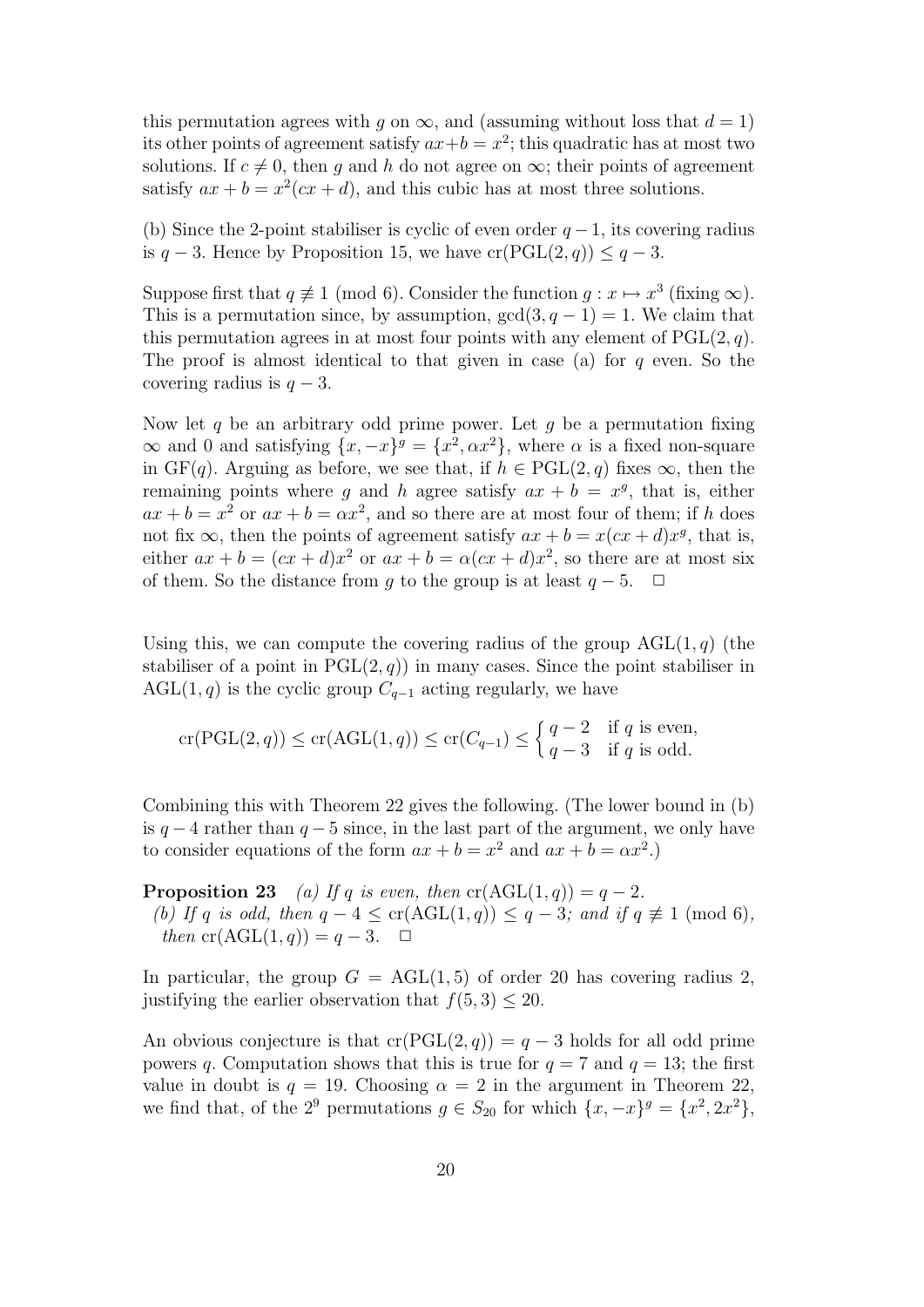this permutation agrees with $g$ on $\infty$, and (assuming without loss that $d = 1$) its other points of agreement satisfy $ax+b = x^2$; this quadratic has at most two solutions. If $c \neq 0$, then $g$ and $h$ do not agree on $\infty$; their points of agreement satisfy $ax + b = x^2(cx + d)$, and this cubic has at most three solutions.

(b) Since the 2-point stabiliser is cyclic of even order $q-1$, its covering radius is $q - 3$. Hence by Proposition 15, we have $\mathrm{cr}(\mathrm{PGL}(2, q)) \leq q - 3$.

Suppose first that $q \not\equiv 1 \pmod 6$. Consider the function $g : x \mapsto x^3$ (fixing $\infty$). This is a permutation since, by assumption, $\gcd(3, q - 1) = 1$. We claim that this permutation agrees in at most four points with any element of $\mathrm{PGL}(2, q)$. The proof is almost identical to that given in case (a) for $q$ even. So the covering radius is $q - 3$.

Now let $q$ be an arbitrary odd prime power. Let $g$ be a permutation fixing $\infty$ and 0 and satisfying $\{x, -x\}^g = \{x^2, \alpha x^2\}$, where $\alpha$ is a fixed non-square in $\mathrm{GF}(q)$. Arguing as before, we see that, if $h \in \mathrm{PGL}(2, q)$ fixes $\infty$, then the remaining points where $g$ and $h$ agree satisfy $ax + b = x^g$, that is, either $ax + b = x^2$ or $ax + b = \alpha x^2$, and so there are at most four of them; if $h$ does not fix $\infty$, then the points of agreement satisfy $ax + b = x(cx + d)x^g$, that is, either $ax + b = (cx + d)x^2$ or $ax + b = \alpha(cx + d)x^2$, so there are at most six of them. So the distance from $g$ to the group is at least $q - 5$. $\Box$

Using this, we can compute the covering radius of the group $\mathrm{AGL}(1, q)$ (the stabiliser of a point in $\mathrm{PGL}(2, q)$) in many cases. Since the point stabiliser in $\mathrm{AGL}(1, q)$ is the cyclic group $C_{q-1}$ acting regularly, we have

$$\mathrm{cr}(\mathrm{PGL}(2, q)) \leq \mathrm{cr}(\mathrm{AGL}(1, q)) \leq \mathrm{cr}(C_{q-1}) \leq \begin{cases} q - 2 & \text{if } q \text{ is even,} \\ q - 3 & \text{if } q \text{ is odd.} \end{cases}$$

Combining this with Theorem 22 gives the following. (The lower bound in (b) is $q-4$ rather than $q-5$ since, in the last part of the argument, we only have to consider equations of the form $ax + b = x^2$ and $ax + b = \alpha x^2$.)

**Proposition 23** *(a) If $q$ is even, then $\mathrm{cr}(\mathrm{AGL}(1, q)) = q - 2$.*
*(b) If $q$ is odd, then $q - 4 \leq \mathrm{cr}(\mathrm{AGL}(1, q)) \leq q - 3$; and if $q \not\equiv 1 \pmod 6$, then $\mathrm{cr}(\mathrm{AGL}(1, q)) = q - 3$.* $\Box$

In particular, the group $G = \mathrm{AGL}(1, 5)$ of order 20 has covering radius 2, justifying the earlier observation that $f(5, 3) \leq 20$.

An obvious conjecture is that $\mathrm{cr}(\mathrm{PGL}(2, q)) = q - 3$ holds for all odd prime powers $q$. Computation shows that this is true for $q = 7$ and $q = 13$; the first value in doubt is $q = 19$. Choosing $\alpha = 2$ in the argument in Theorem 22, we find that, of the $2^9$ permutations $g \in S_{20}$ for which $\{x, -x\}^g = \{x^2, 2x^2\}$,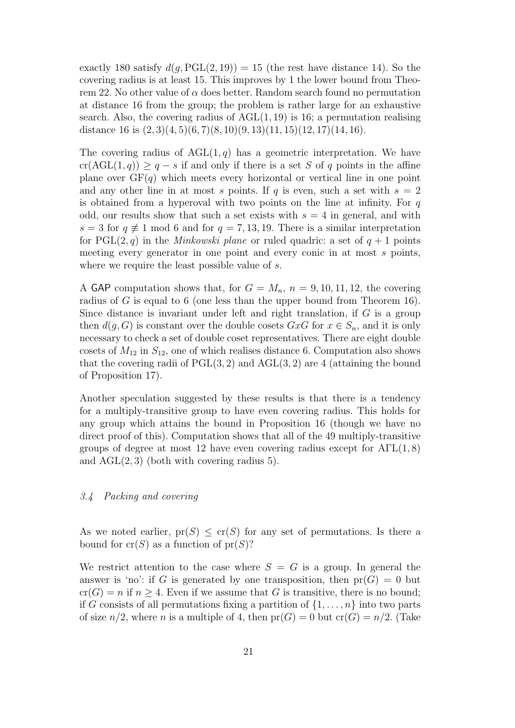exactly 180 satisfy $d(g, \mathrm{PGL}(2, 19)) = 15$ (the rest have distance 14). So the covering radius is at least 15. This improves by 1 the lower bound from Theorem 22. No other value of $\alpha$ does better. Random search found no permutation at distance 16 from the group; the problem is rather large for an exhaustive search. Also, the covering radius of $\mathrm{AGL}(1, 19)$ is 16; a permutation realising distance 16 is $(2, 3)(4, 5)(6, 7)(8, 10)(9, 13)(11, 15)(12, 17)(14, 16)$.

The covering radius of $\mathrm{AGL}(1, q)$ has a geometric interpretation. We have $\mathrm{cr}(\mathrm{AGL}(1, q)) \geq q - s$ if and only if there is a set $S$ of $q$ points in the affine plane over $\mathrm{GF}(q)$ which meets every horizontal or vertical line in one point and any other line in at most $s$ points. If $q$ is even, such a set with $s = 2$ is obtained from a hyperoval with two points on the line at infinity. For $q$ odd, our results show that such a set exists with $s = 4$ in general, and with $s = 3$ for $q \not\equiv 1 \bmod 6$ and for $q = 7, 13, 19$. There is a similar interpretation for $\mathrm{PGL}(2, q)$ in the *Minkowski plane* or ruled quadric: a set of $q + 1$ points meeting every generator in one point and every conic in at most $s$ points, where we require the least possible value of $s$.

A GAP computation shows that, for $G = M_n$, $n = 9, 10, 11, 12$, the covering radius of $G$ is equal to 6 (one less than the upper bound from Theorem 16). Since distance is invariant under left and right translation, if $G$ is a group then $d(g, G)$ is constant over the double cosets $GxG$ for $x \in S_n$, and it is only necessary to check a set of double coset representatives. There are eight double cosets of $M_{12}$ in $S_{12}$, one of which realises distance 6. Computation also shows that the covering radii of $\mathrm{PGL}(3, 2)$ and $\mathrm{AGL}(3, 2)$ are 4 (attaining the bound of Proposition 17).

Another speculation suggested by these results is that there is a tendency for a multiply-transitive group to have even covering radius. This holds for any group which attains the bound in Proposition 16 (though we have no direct proof of this). Computation shows that all of the 49 multiply-transitive groups of degree at most 12 have even covering radius except for $\mathrm{A\Gamma L}(1, 8)$ and $\mathrm{AGL}(2, 3)$ (both with covering radius 5).

### *3.4 Packing and covering*

As we noted earlier, $\mathrm{pr}(S) \leq \mathrm{cr}(S)$ for any set of permutations. Is there a bound for $\mathrm{cr}(S)$ as a function of $\mathrm{pr}(S)$?

We restrict attention to the case where $S = G$ is a group. In general the answer is 'no': if $G$ is generated by one transposition, then $\mathrm{pr}(G) = 0$ but $\mathrm{cr}(G) = n$ if $n \geq 4$. Even if we assume that $G$ is transitive, there is no bound; if $G$ consists of all permutations fixing a partition of $\{1, \ldots, n\}$ into two parts of size $n/2$, where $n$ is a multiple of 4, then $\mathrm{pr}(G) = 0$ but $\mathrm{cr}(G) = n/2$. (Take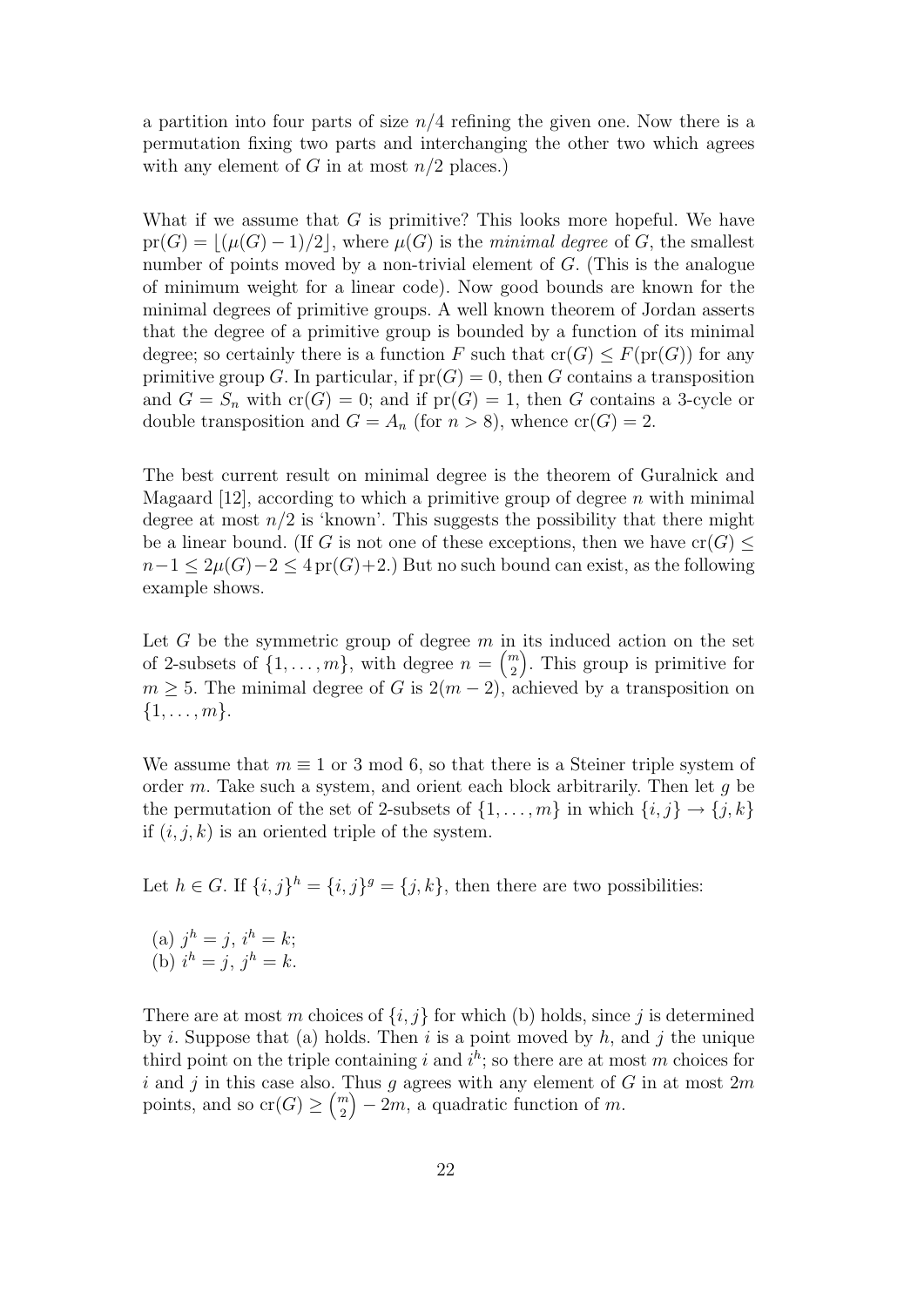a partition into four parts of size $n/4$ refining the given one. Now there is a permutation fixing two parts and interchanging the other two which agrees with any element of $G$ in at most $n/2$ places.)

What if we assume that $G$ is primitive? This looks more hopeful. We have $\mathrm{pr}(G) = \lfloor(\mu(G) - 1)/2\rfloor$, where $\mu(G)$ is the *minimal degree* of $G$, the smallest number of points moved by a non-trivial element of $G$. (This is the analogue of minimum weight for a linear code). Now good bounds are known for the minimal degrees of primitive groups. A well known theorem of Jordan asserts that the degree of a primitive group is bounded by a function of its minimal degree; so certainly there is a function $F$ such that $\mathrm{cr}(G) \leq F(\mathrm{pr}(G))$ for any primitive group $G$. In particular, if $\mathrm{pr}(G) = 0$, then $G$ contains a transposition and $G = S_n$ with $\mathrm{cr}(G) = 0$; and if $\mathrm{pr}(G) = 1$, then $G$ contains a 3-cycle or double transposition and $G = A_n$ (for $n > 8$), whence $\mathrm{cr}(G) = 2$.

The best current result on minimal degree is the theorem of Guralnick and Magaard [12], according to which a primitive group of degree $n$ with minimal degree at most $n/2$ is 'known'. This suggests the possibility that there might be a linear bound. (If $G$ is not one of these exceptions, then we have $\mathrm{cr}(G) \leq n-1 \leq 2\mu(G)-2 \leq 4\,\mathrm{pr}(G)+2$.) But no such bound can exist, as the following example shows.

Let $G$ be the symmetric group of degree $m$ in its induced action on the set of 2-subsets of $\{1, \ldots, m\}$, with degree $n = \binom{m}{2}$. This group is primitive for $m \geq 5$. The minimal degree of $G$ is $2(m-2)$, achieved by a transposition on $\{1, \ldots, m\}$.

We assume that $m \equiv 1$ or $3 \bmod 6$, so that there is a Steiner triple system of order $m$. Take such a system, and orient each block arbitrarily. Then let $g$ be the permutation of the set of 2-subsets of $\{1, \ldots, m\}$ in which $\{i, j\} \to \{j, k\}$ if $(i, j, k)$ is an oriented triple of the system.

Let $h \in G$. If $\{i, j\}^h = \{i, j\}^g = \{j, k\}$, then there are two possibilities:

(a) $j^h = j$, $i^h = k$;
(b) $i^h = j$, $j^h = k$.

There are at most $m$ choices of $\{i, j\}$ for which (b) holds, since $j$ is determined by $i$. Suppose that (a) holds. Then $i$ is a point moved by $h$, and $j$ the unique third point on the triple containing $i$ and $i^h$; so there are at most $m$ choices for $i$ and $j$ in this case also. Thus $g$ agrees with any element of $G$ in at most $2m$ points, and so $\mathrm{cr}(G) \geq \binom{m}{2} - 2m$, a quadratic function of $m$.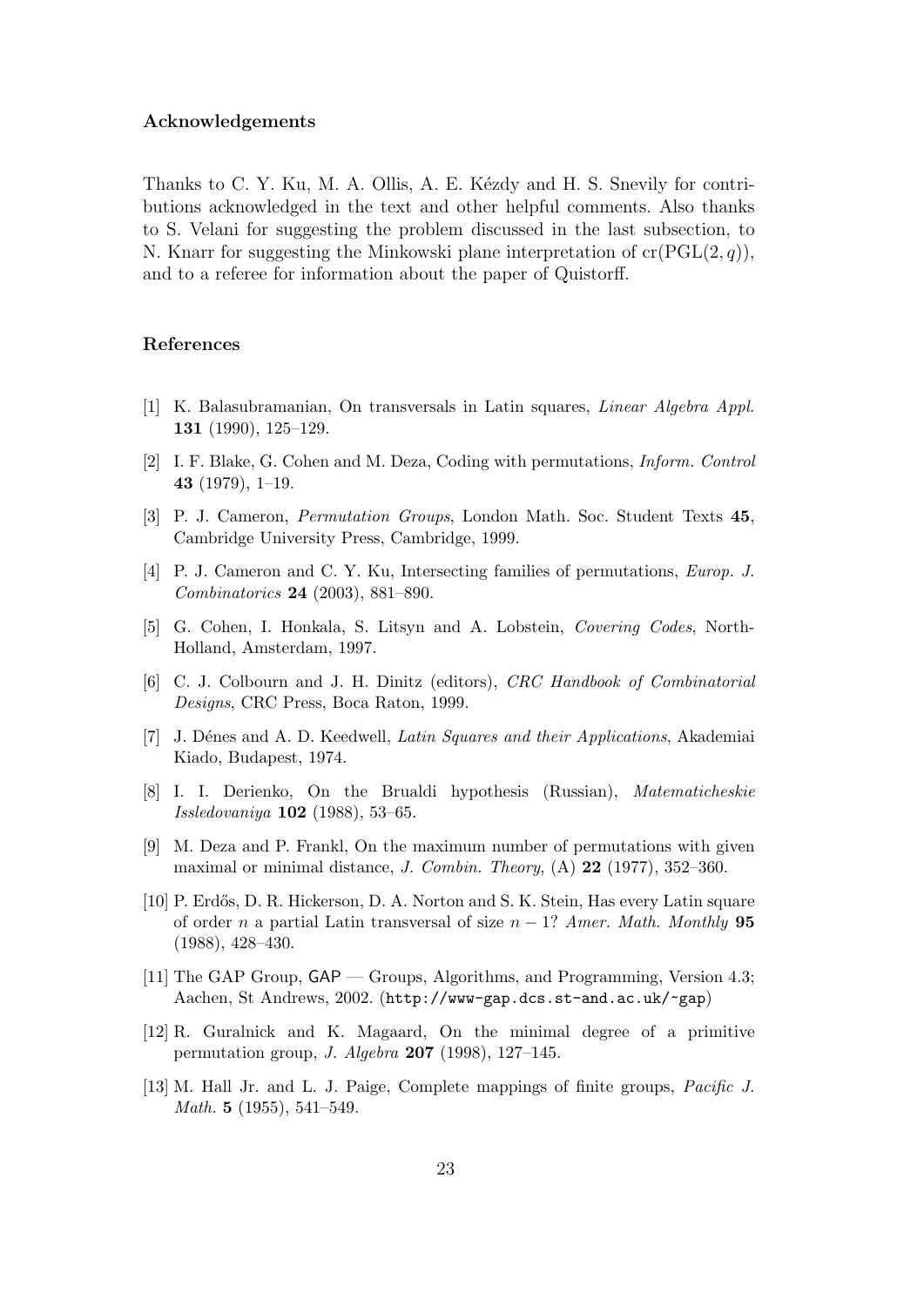### Acknowledgements

Thanks to C. Y. Ku, M. A. Ollis, A. E. Kézdy and H. S. Snevily for contributions acknowledged in the text and other helpful comments. Also thanks to S. Velani for suggesting the problem discussed in the last subsection, to N. Knarr for suggesting the Minkowski plane interpretation of $\mathrm{cr}(\mathrm{PGL}(2,q))$, and to a referee for information about the paper of Quistorff.

### References

[1] K. Balasubramanian, On transversals in Latin squares, *Linear Algebra Appl.* **131** (1990), 125–129.

[2] I. F. Blake, G. Cohen and M. Deza, Coding with permutations, *Inform. Control* **43** (1979), 1–19.

[3] P. J. Cameron, *Permutation Groups*, London Math. Soc. Student Texts **45**, Cambridge University Press, Cambridge, 1999.

[4] P. J. Cameron and C. Y. Ku, Intersecting families of permutations, *Europ. J. Combinatorics* **24** (2003), 881–890.

[5] G. Cohen, I. Honkala, S. Litsyn and A. Lobstein, *Covering Codes*, North-Holland, Amsterdam, 1997.

[6] C. J. Colbourn and J. H. Dinitz (editors), *CRC Handbook of Combinatorial Designs*, CRC Press, Boca Raton, 1999.

[7] J. Dénes and A. D. Keedwell, *Latin Squares and their Applications*, Akademiai Kiado, Budapest, 1974.

[8] I. I. Derienko, On the Brualdi hypothesis (Russian), *Matematicheskie Issledovaniya* **102** (1988), 53–65.

[9] M. Deza and P. Frankl, On the maximum number of permutations with given maximal or minimal distance, *J. Combin. Theory*, (A) **22** (1977), 352–360.

[10] P. Erdős, D. R. Hickerson, D. A. Norton and S. K. Stein, Has every Latin square of order $n$ a partial Latin transversal of size $n-1$? *Amer. Math. Monthly* **95** (1988), 428–430.

[11] The GAP Group, GAP — Groups, Algorithms, and Programming, Version 4.3; Aachen, St Andrews, 2002. (`http://www-gap.dcs.st-and.ac.uk/~gap`)

[12] R. Guralnick and K. Magaard, On the minimal degree of a primitive permutation group, *J. Algebra* **207** (1998), 127–145.

[13] M. Hall Jr. and L. J. Paige, Complete mappings of finite groups, *Pacific J. Math.* **5** (1955), 541–549.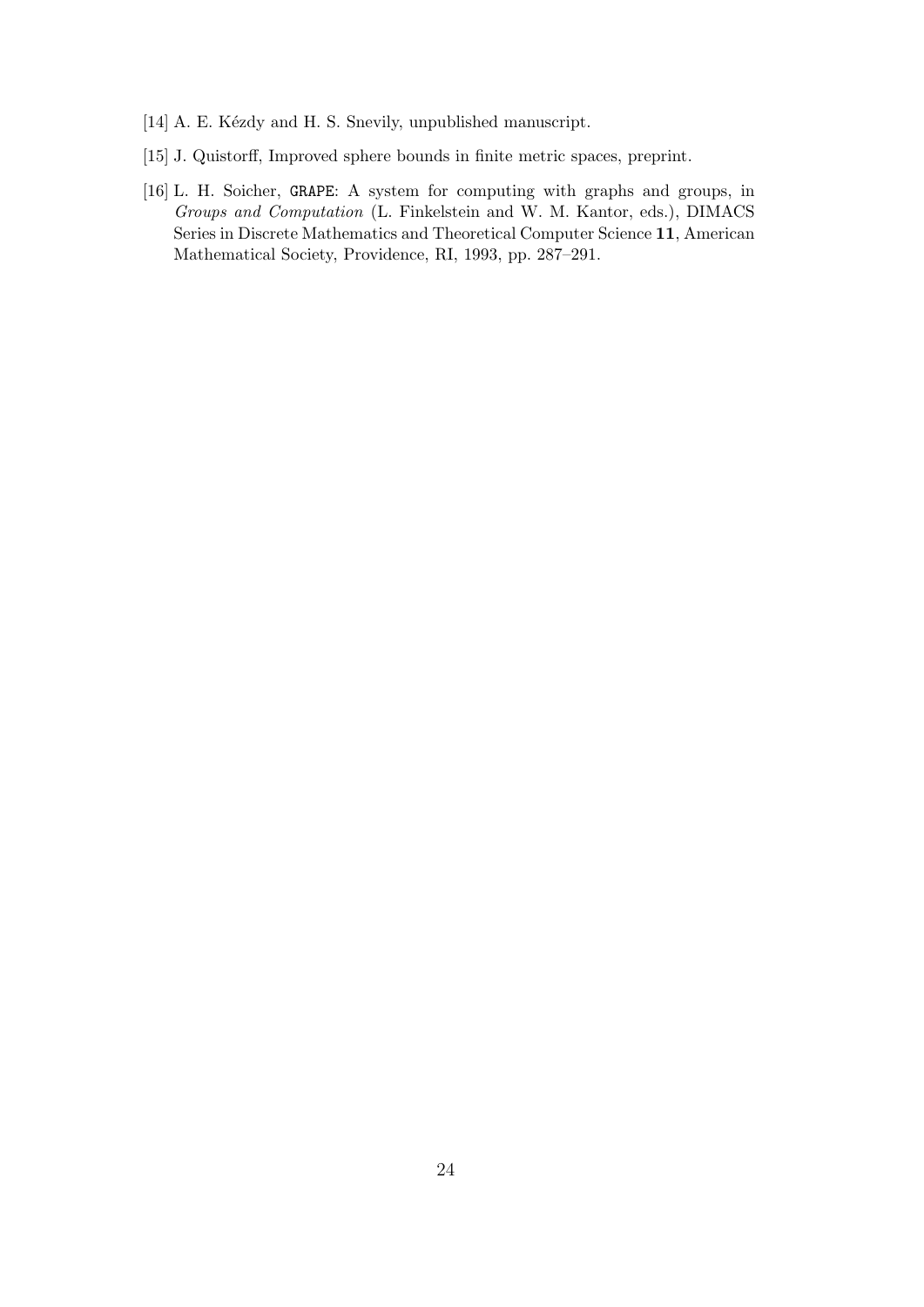[14] A. E. Kézdy and H. S. Snevily, unpublished manuscript.

[15] J. Quistorff, Improved sphere bounds in finite metric spaces, preprint.

[16] L. H. Soicher, `GRAPE`: A system for computing with graphs and groups, in *Groups and Computation* (L. Finkelstein and W. M. Kantor, eds.), DIMACS Series in Discrete Mathematics and Theoretical Computer Science **11**, American Mathematical Society, Providence, RI, 1993, pp. 287–291.